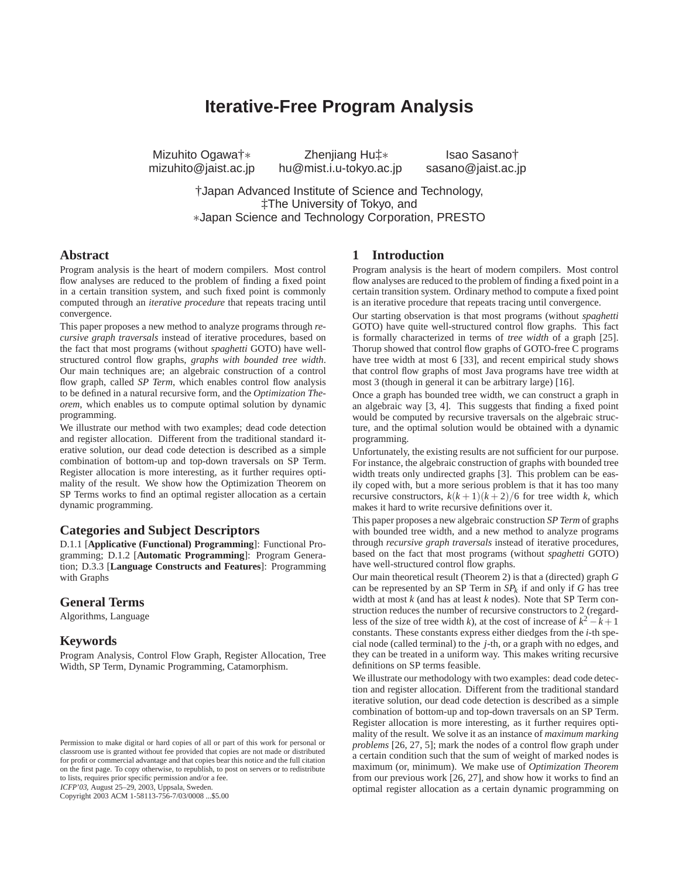# Iterative-Free Program Analysis

Mizuhito Ogawa†∗ mizuhito@jaist.ac.jp

Zhenjiang Hu‡∗ hu@mist.i.u-tokyo.ac.jp

Isao Sasano† sasano@jaist.ac.jp

†Japan Advanced Institute of Science and Technology,
‡The University of Tokyo, and
∗Japan Science and Technology Corporation, PRESTO

## Abstract

Program analysis is the heart of modern compilers. Most control flow analyses are reduced to the problem of finding a fixed point in a certain transition system, and such fixed point is commonly computed through an *iterative procedure* that repeats tracing until convergence.

This paper proposes a new method to analyze programs through *recursive graph traversals* instead of iterative procedures, based on the fact that most programs (without *spaghetti* GOTO) have well-structured control flow graphs, *graphs with bounded tree width*. Our main techniques are; an algebraic construction of a control flow graph, called *SP Term*, which enables control flow analysis to be defined in a natural recursive form, and the *Optimization Theorem*, which enables us to compute optimal solution by dynamic programming.

We illustrate our method with two examples; dead code detection and register allocation. Different from the traditional standard iterative solution, our dead code detection is described as a simple combination of bottom-up and top-down traversals on SP Term. Register allocation is more interesting, as it further requires optimality of the result. We show how the Optimization Theorem on SP Terms works to find an optimal register allocation as a certain dynamic programming.

## Categories and Subject Descriptors

D.1.1 [**Applicative (Functional) Programming**]: Functional Programming; D.1.2 [**Automatic Programming**]: Program Generation; D.3.3 [**Language Constructs and Features**]: Programming with Graphs

## General Terms

Algorithms, Language

## Keywords

Program Analysis, Control Flow Graph, Register Allocation, Tree Width, SP Term, Dynamic Programming, Catamorphism.

Permission to make digital or hard copies of all or part of this work for personal or classroom use is granted without fee provided that copies are not made or distributed for profit or commercial advantage and that copies bear this notice and the full citation on the first page. To copy otherwise, to republish, to post on servers or to redistribute to lists, requires prior specific permission and/or a fee.
*ICFP'03,* August 25–29, 2003, Uppsala, Sweden.
Copyright 2003 ACM 1-58113-756-7/03/0008 ...$5.00

## 1 Introduction

Program analysis is the heart of modern compilers. Most control flow analyses are reduced to the problem of finding a fixed point in a certain transition system. Ordinary method to compute a fixed point is an iterative procedure that repeats tracing until convergence.

Our starting observation is that most programs (without *spaghetti* GOTO) have quite well-structured control flow graphs. This fact is formally characterized in terms of *tree width* of a graph [25]. Thorup showed that control flow graphs of GOTO-free C programs have tree width at most 6 [33], and recent empirical study shows that control flow graphs of most Java programs have tree width at most 3 (though in general it can be arbitrary large) [16].

Once a graph has bounded tree width, we can construct a graph in an algebraic way [3, 4]. This suggests that finding a fixed point would be computed by recursive traversals on the algebraic structure, and the optimal solution would be obtained with a dynamic programming.

Unfortunately, the existing results are not sufficient for our purpose. For instance, the algebraic construction of graphs with bounded tree width treats only undirected graphs [3]. This problem can be easily coped with, but a more serious problem is that it has too many recursive constructors, $k(k+1)(k+2)/6$ for tree width $k$, which makes it hard to write recursive definitions over it.

This paper proposes a new algebraic construction *SP Term* of graphs with bounded tree width, and a new method to analyze programs through *recursive graph traversals* instead of iterative procedures, based on the fact that most programs (without *spaghetti* GOTO) have well-structured control flow graphs.

Our main theoretical result (Theorem 2) is that a (directed) graph $G$ can be represented by an SP Term in $SP_k$ if and only if $G$ has tree width at most $k$ (and has at least $k$ nodes). Note that SP Term construction reduces the number of recursive constructors to 2 (regardless of the size of tree width $k$), at the cost of increase of $k^2-k+1$ constants. These constants express either diedges from the $i$-th special node (called terminal) to the $j$-th, or a graph with no edges, and they can be treated in a uniform way. This makes writing recursive definitions on SP terms feasible.

We illustrate our methodology with two examples: dead code detection and register allocation. Different from the traditional standard iterative solution, our dead code detection is described as a simple combination of bottom-up and top-down traversals on an SP Term. Register allocation is more interesting, as it further requires optimality of the result. We solve it as an instance of *maximum marking problems* [26, 27, 5]; mark the nodes of a control flow graph under a certain condition such that the sum of weight of marked nodes is maximum (or, minimum). We make use of *Optimization Theorem* from our previous work [26, 27], and show how it works to find an optimal register allocation as a certain dynamic programming on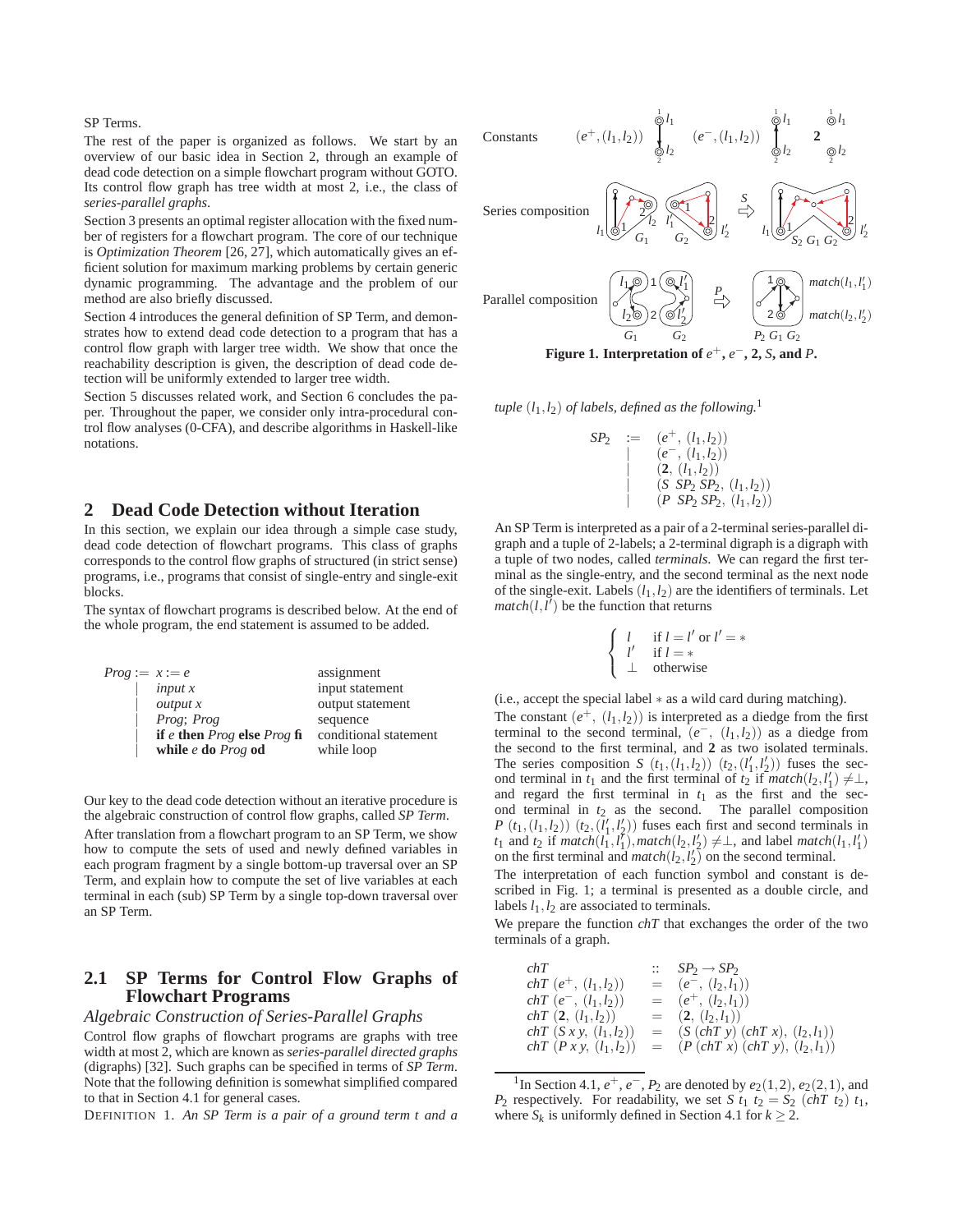SP Terms.

The rest of the paper is organized as follows. We start by an overview of our basic idea in Section 2, through an example of dead code detection on a simple flowchart program without GOTO. Its control flow graph has tree width at most 2, i.e., the class of *series-parallel graphs*.

Section 3 presents an optimal register allocation with the fixed number of registers for a flowchart program. The core of our technique is *Optimization Theorem* [26, 27], which automatically gives an efficient solution for maximum marking problems by certain generic dynamic programming. The advantage and the problem of our method are also briefly discussed.

Section 4 introduces the general definition of SP Term, and demonstrates how to extend dead code detection to a program that has a control flow graph with larger tree width. We show that once the reachability description is given, the description of dead code detection will be uniformly extended to larger tree width.

Section 5 discusses related work, and Section 6 concludes the paper. Throughout the paper, we consider only intra-procedural control flow analyses (0-CFA), and describe algorithms in Haskell-like notations.

## 2 Dead Code Detection without Iteration

In this section, we explain our idea through a simple case study, dead code detection of flowchart programs. This class of graphs corresponds to the control flow graphs of structured (in strict sense) programs, i.e., programs that consist of single-entry and single-exit blocks.

The syntax of flowchart programs is described below. At the end of the whole program, the end statement is assumed to be added.

| | | |
|---|---|---|
| *Prog* := | $x := e$ | assignment |
| \| | *input* $x$ | input statement |
| \| | *output* $x$ | output statement |
| \| | *Prog*; *Prog* | sequence |
| \| | **if** $e$ **then** *Prog* **else** *Prog* **fi** | conditional statement |
| \| | **while** $e$ **do** *Prog* **od** | while loop |

Our key to the dead code detection without an iterative procedure is the algebraic construction of control flow graphs, called *SP Term*.

After translation from a flowchart program to an SP Term, we show how to compute the sets of used and newly defined variables in each program fragment by a single bottom-up traversal over an SP Term, and explain how to compute the set of live variables at each terminal in each (sub) SP Term by a single top-down traversal over an SP Term.

### 2.1 SP Terms for Control Flow Graphs of Flowchart Programs

*Algebraic Construction of Series-Parallel Graphs*

Control flow graphs of flowchart programs are graphs with tree width at most 2, which are known as *series-parallel directed graphs* (digraphs) [32]. Such graphs can be specified in terms of *SP Term*. Note that the following definition is somewhat simplified compared to that in Section 4.1 for general cases.

DEFINITION 1. *An SP Term is a pair of a ground term t and a tuple $(l_1,l_2)$ of labels, defined as the following.*[1]

$$
\begin{array}{rcl}
SP_2 & := & (e^+,\ (l_1,l_2)) \\
 & | & (e^-,\ (l_1,l_2)) \\
 & | & (\mathbf{2},\ (l_1,l_2)) \\
 & | & (S\ SP_2\ SP_2,\ (l_1,l_2)) \\
 & | & (P\ SP_2\ SP_2,\ (l_1,l_2))
\end{array}
$$

Figure 1. Interpretation of $e^+$, $e^-$, **2**, $S$, and $P$.

An SP Term is interpreted as a pair of a 2-terminal series-parallel digraph and a tuple of 2-labels; a 2-terminal digraph is a digraph with a tuple of two nodes, called *terminals*. We can regard the first terminal as the single-entry, and the second terminal as the next node of the single-exit. Labels $(l_1,l_2)$ are the identifiers of terminals. Let $match(l,l')$ be the function that returns

$$
\begin{cases} l & \text{if } l = l' \text{ or } l' = * \\ l' & \text{if } l = * \\ \bot & \text{otherwise} \end{cases}
$$

(i.e., accept the special label $*$ as a wild card during matching).

The constant $(e^+,\ (l_1,l_2))$ is interpreted as a diedge from the first terminal to the second terminal, $(e^-,\ (l_1,l_2))$ as a diedge from the second to the first terminal, and **2** as two isolated terminals. The series composition $S\ (t_1,(l_1,l_2))\ (t_2,(l_1',l_2'))$ fuses the second terminal in $t_1$ and the first terminal of $t_2$ if $match(l_2,l_1') \neq \bot$, and regard the first terminal in $t_1$ as the first and the second terminal in $t_2$ as the second. The parallel composition $P\ (t_1,(l_1,l_2))\ (t_2,(l_1',l_2'))$ fuses each first and second terminals in $t_1$ and $t_2$ if $match(l_1,l_1'), match(l_2,l_2') \neq \bot$, and label $match(l_1,l_1')$ on the first terminal and $match(l_2,l_2')$ on the second terminal.

The interpretation of each function symbol and constant is described in Fig. 1; a terminal is presented as a double circle, and labels $l_1,l_2$ are associated to terminals.

We prepare the function *chT* that exchanges the order of the two terminals of a graph.

$$
\begin{array}{lcl}
chT & :: & SP_2 \rightarrow SP_2 \\
chT\ (e^+,\ (l_1,l_2)) & = & (e^-,\ (l_2,l_1)) \\
chT\ (e^-,\ (l_1,l_2)) & = & (e^+,\ (l_2,l_1)) \\
chT\ (\mathbf{2},\ (l_1,l_2)) & = & (\mathbf{2},\ (l_2,l_1)) \\
chT\ (S\ x\ y,\ (l_1,l_2)) & = & (S\ (chT\ y)\ (chT\ x),\ (l_2,l_1)) \\
chT\ (P\ x\ y,\ (l_1,l_2)) & = & (P\ (chT\ x)\ (chT\ y),\ (l_2,l_1))
\end{array}
$$

[1] In Section 4.1, $e^+$, $e^-$, $P_2$ are denoted by $e_2(1,2)$, $e_2(2,1)$, and $P_2$ respectively. For readability, we set $S\ t_1\ t_2 = S_2\ (chT\ t_2)\ t_1$, where $S_k$ is uniformly defined in Section 4.1 for $k \geq 2$.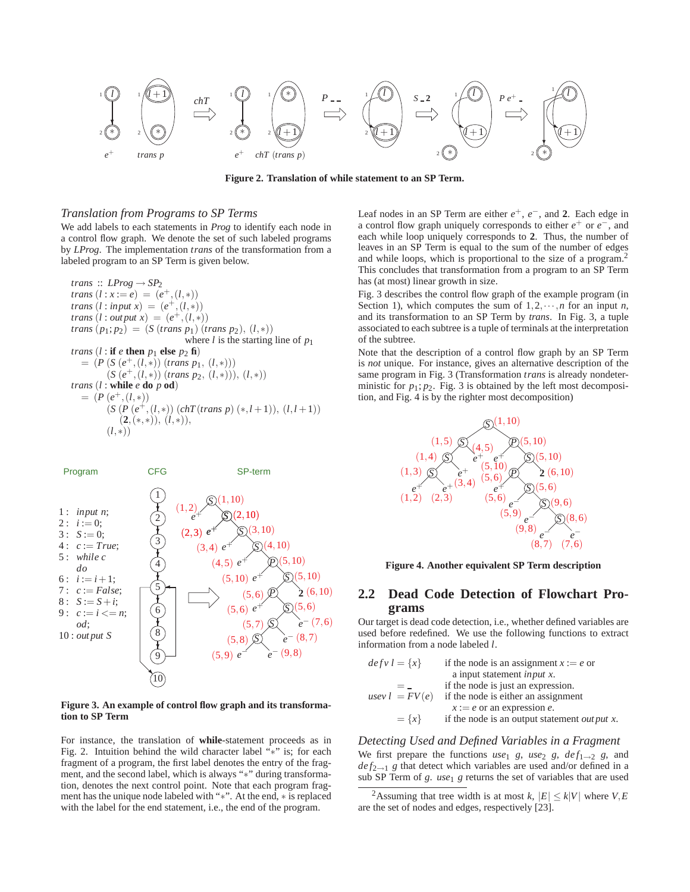Figure 2. Translation of while statement to an SP Term.

### Translation from Programs to SP Terms

We add labels to each statements in *Prog* to identify each node in a control flow graph. We denote the set of such labeled programs by *LProg*. The implementation *trans* of the transformation from a labeled program to an SP Term is given below.

$$
\begin{array}{l}
trans :: LProg \rightarrow SP_2 \\
trans\ (l : x := e) \ = \ (e^+, (l,*)) \\
trans\ (l : input\ x) \ = \ (e^+, (l,*)) \\
trans\ (l : output\ x) \ = \ (e^+, (l,*)) \\
trans\ (p_1; p_2) \ = \ (S\ (trans\ p_1)\ (trans\ p_2),\ (l,*)) \\
\qquad\qquad \text{where } l \text{ is the starting line of } p_1 \\
trans\ (l : \textbf{if}\ e\ \textbf{then}\ p_1\ \textbf{else}\ p_2\ \textbf{fi}) \\
\quad = \ (P\ (S\ (e^+, (l,*))\ (trans\ p_1,\ (l,*))) \\
\qquad (S\ (e^+, (l,*))\ (trans\ p_2,\ (l,*))),\ (l,*)) \\
trans\ (l : \textbf{while}\ e\ \textbf{do}\ p\ \textbf{od}) \\
\quad = \ (P\ (e^+, (l,*)) \\
\qquad (S\ (P\ (e^+, (l,*))\ (chT (trans\ p)\ (*, l+1)),\ (l, l+1)) \\
\qquad\quad (\mathbf{2}, (*,*)),\ (l,*)), \\
\qquad (l,*))
\end{array}
$$

| Program | CFG | SP-term |
|---|---|---|
| 1 : *input n*; 2 : $i := 0$; 3 : $S := 0$; 4 : $c := True$; 5 : *while c do* 6 : $i := i+1$; 7 : $c := False$; 8 : $S := S+i$; 9 : $c := i <= n$; *od*; 10 : *output S* | | |

Figure 3. An example of control flow graph and its transformation to SP Term

For instance, the translation of **while**-statement proceeds as in Fig. 2. Intuition behind the wild character label "$*$" is; for each fragment of a program, the first label denotes the entry of the fragment, and the second label, which is always "$*$" during transformation, denotes the next control point. Note that each program fragment has the unique node labeled with "$*$". At the end, $*$ is replaced with the label for the end statement, i.e., the end of the program.

Leaf nodes in an SP Term are either $e^+$, $e^-$, and **2**. Each edge in a control flow graph uniquely corresponds to either $e^+$ or $e^-$, and each while loop uniquely corresponds to **2**. Thus, the number of leaves in an SP Term is equal to the sum of the number of edges and while loops, which is proportional to the size of a program.[2] This concludes that transformation from a program to an SP Term has (at most) linear growth in size.

Fig. 3 describes the control flow graph of the example program (in Section 1), which computes the sum of $1, 2, \cdots, n$ for an input $n$, and its transformation to an SP Term by *trans*. In Fig. 3, a tuple associated to each subtree is a tuple of terminals at the interpretation of the subtree.

Note that the description of a control flow graph by an SP Term is *not* unique. For instance, gives an alternative description of the same program in Fig. 3 (Transformation *trans* is already nondeterministic for $p_1; p_2$. Fig. 3 is obtained by the left most decomposition, and Fig. 4 is by the righter most decomposition)

Figure 4. Another equivalent SP Term description

## 2.2 Dead Code Detection of Flowchart Programs

Our target is dead code detection, i.e., whether defined variables are used before redefined. We use the following functions to extract information from a node labeled $l$.

$$
\begin{array}{lll}
defv\ l = \{x\} & & \text{if the node is an assignment } x := e \text{ or} \\
& & \quad \text{a input statement } input\ x. \\
\quad\ = \_ & & \text{if the node is just an expression.} \\
usev\ l = FV(e) & & \text{if the node is either an assignment} \\
& & \quad x := e \text{ or an expression } e. \\
\quad\ = \{x\} & & \text{if the node is an output statement } output\ x.
\end{array}
$$

### Detecting Used and Defined Variables in a Fragment

We first prepare the functions $use_1\ g$, $use_2\ g$, $def_{1\rightarrow 2}\ g$, and $def_{2\rightarrow 1}\ g$ that detect which variables are used and/or defined in a sub SP Term of $g$. $use_1\ g$ returns the set of variables that are used

[2] Assuming that tree width is at most $k$, $|E| \leq k|V|$ where $V, E$ are the set of nodes and edges, respectively [23].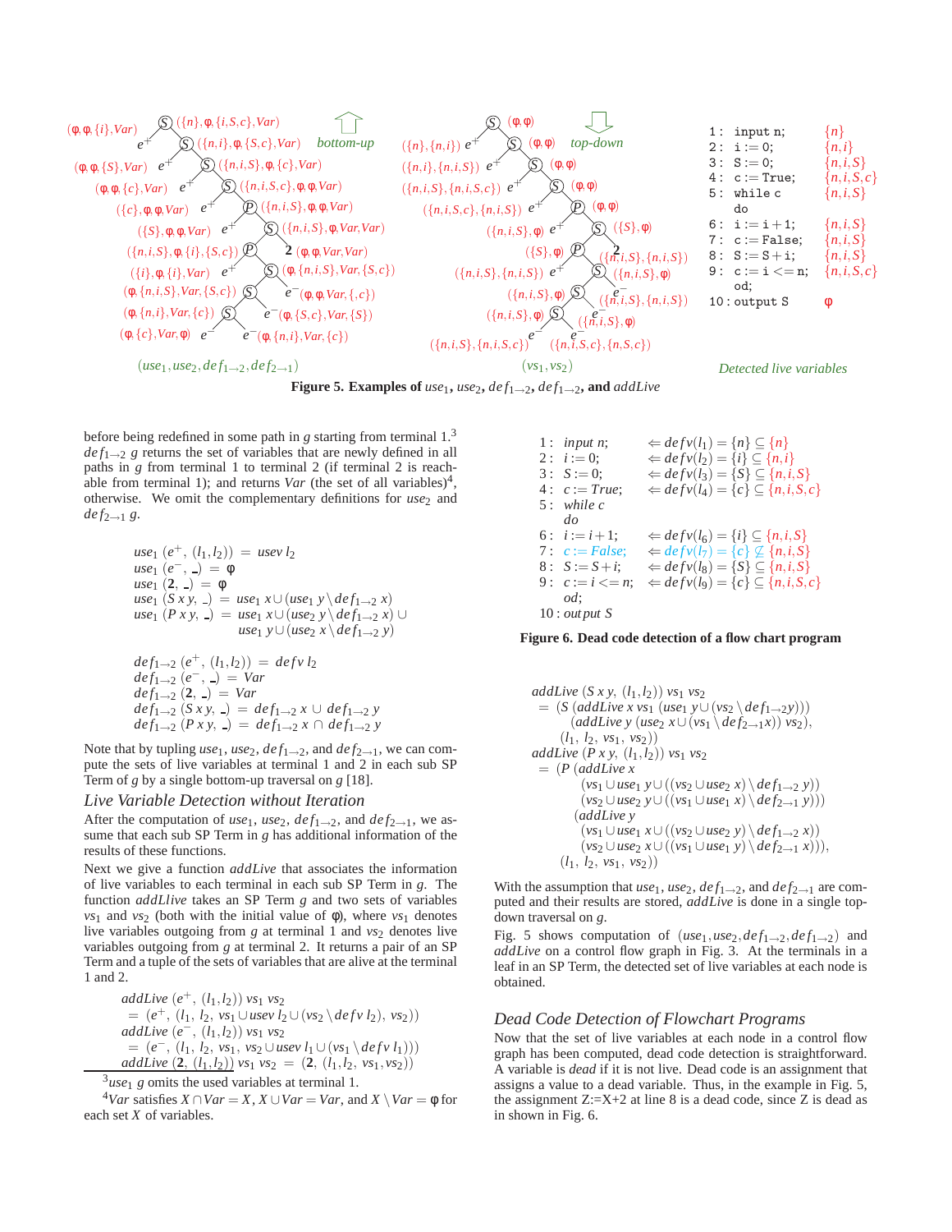**Figure 5. Examples of $use_1$, $use_2$, $def_{1\to 2}$, $def_{1\to 2}$, and $addLive$**

before being redefined in some path in $g$ starting from terminal 1.[3] $def_{1\to 2}\ g$ returns the set of variables that are newly defined in all paths in $g$ from terminal 1 to terminal 2 (if terminal 2 is reachable from terminal 1); and returns $Var$ (the set of all variables)[4], otherwise. We omit the complementary definitions for $use_2$ and $def_{2\to 1}\ g$.

$$
\begin{aligned}
use_1\ (e^+,\ (l_1,l_2)) &= usev\ l_2\\
use_1\ (e^-,\ \_) &= \phi\\
use_1\ (\mathbf{2},\ \_) &= \phi\\
use_1\ (S\ x\ y,\ \_) &= use_1\ x \cup (use_1\ y \setminus def_{1\to 2}\ x)\\
use_1\ (P\ x\ y,\ \_) &= use_1\ x \cup (use_2\ y \setminus def_{1\to 2}\ x) \cup\\
&\quad\ use_1\ y \cup (use_2\ x \setminus def_{1\to 2}\ y)
\end{aligned}
$$

$$
\begin{aligned}
def_{1\to 2}\ (e^+,\ (l_1,l_2)) &= defv\ l_2\\
def_{1\to 2}\ (e^-,\ \_) &= Var\\
def_{1\to 2}\ (\mathbf{2},\ \_) &= Var\\
def_{1\to 2}\ (S\ x\ y,\ \_) &= def_{1\to 2}\ x \cup def_{1\to 2}\ y\\
def_{1\to 2}\ (P\ x\ y,\ \_) &= def_{1\to 2}\ x \cap def_{1\to 2}\ y
\end{aligned}
$$

Note that by tupling $use_1$, $use_2$, $def_{1\to 2}$, and $def_{2\to 1}$, we can compute the sets of live variables at terminal 1 and 2 in each sub SP Term of $g$ by a single bottom-up traversal on $g$ [18].

### *Live Variable Detection without Iteration*

After the computation of $use_1$, $use_2$, $def_{1\to 2}$, and $def_{2\to 1}$, we assume that each sub SP Term in $g$ has additional information of the results of these functions.

Next we give a function ***addLive*** that associates the information of live variables to each terminal in each sub SP Term in $g$. The function *addLlive* takes an SP Term $g$ and two sets of variables $vs_1$ and $vs_2$ (both with the initial value of $\phi$), where $vs_1$ denotes live variables outgoing from $g$ at terminal 1 and $vs_2$ denotes live variables outgoing from $g$ at terminal 2. It returns a pair of an SP Term and a tuple of the sets of variables that are alive at the terminal 1 and 2.

$$
\begin{aligned}
&addLive\ (e^+,\ (l_1,l_2))\ vs_1\ vs_2\\
&\quad = (e^+,\ (l_1,\ l_2,\ vs_1 \cup usev\ l_2 \cup (vs_2 \setminus defv\ l_2),\ vs_2))\\
&addLive\ (e^-,\ (l_1,l_2))\ vs_1\ vs_2\\
&\quad = (e^-,\ (l_1,\ l_2,\ vs_1,\ vs_2 \cup usev\ l_1 \cup (vs_1 \setminus defv\ l_1)))\\
&addLive\ (\mathbf{2},\ (l_1,l_2))\ vs_1\ vs_2\ =\ (\mathbf{2},\ (l_1,l_2,\ vs_1,vs_2))
\end{aligned}
$$

[3] $use_1\ g$ omits the used variables at terminal 1.

[4] $Var$ satisfies $X \cap Var = X$, $X \cup Var = Var$, and $X \setminus Var = \phi$ for each set $X$ of variables.

| | | |
|---|---|---|
| 1 : | *input n*; | $\Leftarrow defv(l_1) = \{n\} \subseteq \{n\}$ |
| 2 : | $i := 0$; | $\Leftarrow defv(l_2) = \{i\} \subseteq \{n,i\}$ |
| 3 : | $S := 0$; | $\Leftarrow defv(l_3) = \{S\} \subseteq \{n,i,S\}$ |
| 4 : | $c := True$; | $\Leftarrow defv(l_4) = \{c\} \subseteq \{n,i,S,c\}$ |
| 5 : | *while c* | |
| | *do* | |
| 6 : | $i := i+1$; | $\Leftarrow defv(l_6) = \{i\} \subseteq \{n,i,S\}$ |
| 7 : | $c := False$; | $\Leftarrow defv(l_7) = \{c\} \not\subseteq \{n,i,S\}$ |
| 8 : | $S := S+i$; | $\Leftarrow defv(l_8) = \{S\} \subseteq \{n,i,S\}$ |
| 9 : | $c := i <= n$; | $\Leftarrow defv(l_9) = \{c\} \subseteq \{n,i,S,c\}$ |
| | *od*; | |
| 10 : | *output S* | |

**Figure 6. Dead code detection of a flow chart program**

$$
\begin{aligned}
&addLive\ (S\ x\ y,\ (l_1,l_2))\ vs_1\ vs_2\\
&= (S\ (addLive\ x\ vs_1\ (use_1\ y \cup (vs_2 \setminus def_{1\to 2} y)))\\
&\qquad (addLive\ y\ (use_2\ x \cup (vs_1 \setminus def_{2\to 1} x))\ vs_2),\\
&\quad (l_1,\ l_2,\ vs_1,\ vs_2))\\
&addLive\ (P\ x\ y,\ (l_1,l_2))\ vs_1\ vs_2\\
&= (P\ (addLive\ x\\
&\qquad (vs_1 \cup use_1\ y \cup ((vs_2 \cup use_2\ x) \setminus def_{1\to 2}\ y))\\
&\qquad (vs_2 \cup use_2\ y \cup ((vs_1 \cup use_1\ x) \setminus def_{2\to 1}\ y)))\\
&\quad (addLive\ y\\
&\qquad (vs_1 \cup use_1\ x \cup ((vs_2 \cup use_2\ y) \setminus def_{1\to 2}\ x))\\
&\qquad (vs_2 \cup use_2\ x \cup ((vs_1 \cup use_1\ y) \setminus def_{2\to 1}\ x))),\\
&\quad (l_1,\ l_2,\ vs_1,\ vs_2))
\end{aligned}
$$

With the assumption that $use_1$, $use_2$, $def_{1\to 2}$, and $def_{2\to 1}$ are computed and their results are stored, *addLive* is done in a single top-down traversal on $g$.

Fig. 5 shows computation of $(use_1, use_2, def_{1\to 2}, def_{1\to 2})$ and *addLive* on a control flow graph in Fig. 3. At the terminals in a leaf in an SP Term, the detected set of live variables at each node is obtained.

### *Dead Code Detection of Flowchart Programs*

Now that the set of live variables at each node in a control flow graph has been computed, dead code detection is straightforward. A variable is *dead* if it is not live. Dead code is an assignment that assigns a value to a dead variable. Thus, in the example in Fig. 5, the assignment Z:=X+2 at line 8 is a dead code, since Z is dead as in shown in Fig. 6.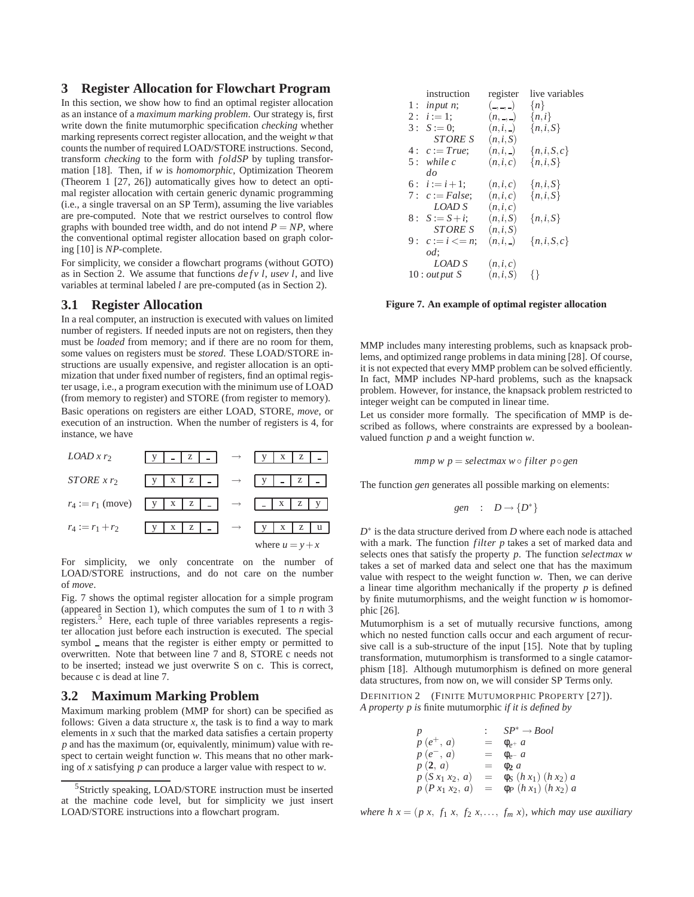## 3 Register Allocation for Flowchart Program

In this section, we show how to find an optimal register allocation as an instance of a *maximum marking problem*. Our strategy is, first write down the finite mutumorphic specification *checking* whether marking represents correct register allocation, and the weight *w* that counts the number of required LOAD/STORE instructions. Second, transform *checking* to the form with *foldSP* by tupling transformation [18]. Then, if *w* is *homomorphic*, Optimization Theorem (Theorem 1 [27, 26]) automatically gives how to detect an optimal register allocation with certain generic dynamic programming (i.e., a single traversal on an SP Term), assuming the live variables are pre-computed. Note that we restrict ourselves to control flow graphs with bounded tree width, and do not intend $P = NP$, where the conventional optimal register allocation based on graph coloring [10] is *NP*-complete.

For simplicity, we consider a flowchart programs (without GOTO) as in Section 2. We assume that functions *defv l*, *usev l*, and live variables at terminal labeled *l* are pre-computed (as in Section 2).

### 3.1 Register Allocation

In a real computer, an instruction is executed with values on limited number of registers. If needed inputs are not on registers, then they must be *loaded* from memory; and if there are no room for them, some values on registers must be *stored*. These LOAD/STORE instructions are usually expensive, and register allocation is an optimization that under fixed number of registers, find an optimal register usage, i.e., a program execution with the minimum use of LOAD (from memory to register) and STORE (from register to memory).

Basic operations on registers are either LOAD, STORE, *move*, or execution of an instruction. When the number of registers is 4, for instance, we have

| Operation | Before | | After |
|---|---|---|---|
| *LOAD* $x$ $r_2$ | y _ z _ | → | y x z _ |
| *STORE* $x$ $r_2$ | y x z _ | → | y _ z _ |
| $r_4 := r_1$ (move) | y x z _ | → | _ x z y |
| $r_4 := r_1 + r_2$ | y x z _ | → | y x z u |
| | | | where $u = y + x$ |

For simplicity, we only concentrate on the number of LOAD/STORE instructions, and do not care on the number of *move*.

Fig. 7 shows the optimal register allocation for a simple program (appeared in Section 1), which computes the sum of 1 to $n$ with 3 registers.[5] Here, each tuple of three variables represents a register allocation just before each instruction is executed. The special symbol _ means that the register is either empty or permitted to overwritten. Note that between line 7 and 8, STORE c needs not to be inserted; instead we just overwrite S on c. This is correct, because c is dead at line 7.

| | instruction | register | live variables |
|---|---|---|---|
| 1 : | *input n*; | $(\_,\_,\_)$ | $\{n\}$ |
| 2 : | $i := 1$; | $(n,\_,\_)$ | $\{n,i\}$ |
| 3 : | $S := 0$; | $(n,i,\_)$ | $\{n,i,S\}$ |
| | *STORE S* | $(n,i,S)$ | |
| 4 : | $c := True$; | $(n,i,\_)$ | $\{n,i,S,c\}$ |
| 5 : | *while c* | $(n,i,c)$ | $\{n,i,S\}$ |
| | *do* | | |
| 6 : | $i := i+1$; | $(n,i,c)$ | $\{n,i,S\}$ |
| 7 : | $c := False$; | $(n,i,c)$ | $\{n,i,S\}$ |
| | *LOAD S* | $(n,i,c)$ | |
| 8 : | $S := S+i$; | $(n,i,S)$ | $\{n,i,S\}$ |
| | *STORE S* | $(n,i,S)$ | |
| 9 : | $c := i <= n$; | $(n,i,\_)$ | $\{n,i,S,c\}$ |
| | *od*; | | |
| | *LOAD S* | $(n,i,c)$ | |
| 10 : | *output S* | $(n,i,S)$ | $\{\}$ |

**Figure 7. An example of optimal register allocation**

### 3.2 Maximum Marking Problem

Maximum marking problem (MMP for short) can be specified as follows: Given a data structure $x$, the task is to find a way to mark elements in $x$ such that the marked data satisfies a certain property $p$ and has the maximum (or, equivalently, minimum) value with respect to certain weight function $w$. This means that no other marking of $x$ satisfying $p$ can produce a larger value with respect to $w$.

MMP includes many interesting problems, such as knapsack problems, and optimized range problems in data mining [28]. Of course, it is not expected that every MMP problem can be solved efficiently. In fact, MMP includes NP-hard problems, such as the knapsack problem. However, for instance, the knapsack problem restricted to integer weight can be computed in linear time.

Let us consider more formally. The specification of MMP is described as follows, where constraints are expressed by a boolean-valued function $p$ and a weight function $w$.

$$mmp\ w\ p = selectmax\ w \circ filter\ p \circ gen$$

The function *gen* generates all possible marking on elements:

$$gen \quad : \quad D \rightarrow \{D^*\}$$

$D^*$ is the data structure derived from $D$ where each node is attached with a mark. The function *filter p* takes a set of marked data and selects ones that satisfy the property $p$. The function *selectmax w* takes a set of marked data and select one that has the maximum value with respect to the weight function $w$. Then, we can derive a linear time algorithm mechanically if the property $p$ is defined by finite mutumorphisms, and the weight function $w$ is homomorphic [26].

Mutumorphism is a set of mutually recursive functions, among which no nested function calls occur and each argument of recursive call is a sub-structure of the input [15]. Note that by tupling transformation, mutumorphism is transformed to a single catamorphism [18]. Although mutumorphism is defined on more general data structures, from now on, we will consider SP Terms only.

DEFINITION 2 (FINITE MUTUMORPHIC PROPERTY [27]). *A property p is* finite mutumorphic *if it is defined by*

$$\begin{array}{lcl}
p & : & SP^* \rightarrow Bool \\
p\ (e^+,\ a) & = & \phi_{e^+}\ a \\
p\ (e^-,\ a) & = & \phi_{e^-}\ a \\
p\ (\mathbf{2},\ a) & = & \phi_{\mathbf{2}}\ a \\
p\ (S\ x_1\ x_2,\ a) & = & \phi_S\ (h\ x_1)\ (h\ x_2)\ a \\
p\ (P\ x_1\ x_2,\ a) & = & \phi_P\ (h\ x_1)\ (h\ x_2)\ a
\end{array}$$

*where* $h\ x = (p\ x,\ f_1\ x,\ f_2\ x, \ldots,\ f_m\ x)$*, which may use auxiliary*

[5] Strictly speaking, LOAD/STORE instruction must be inserted at the machine code level, but for simplicity we just insert LOAD/STORE instructions into a flowchart program.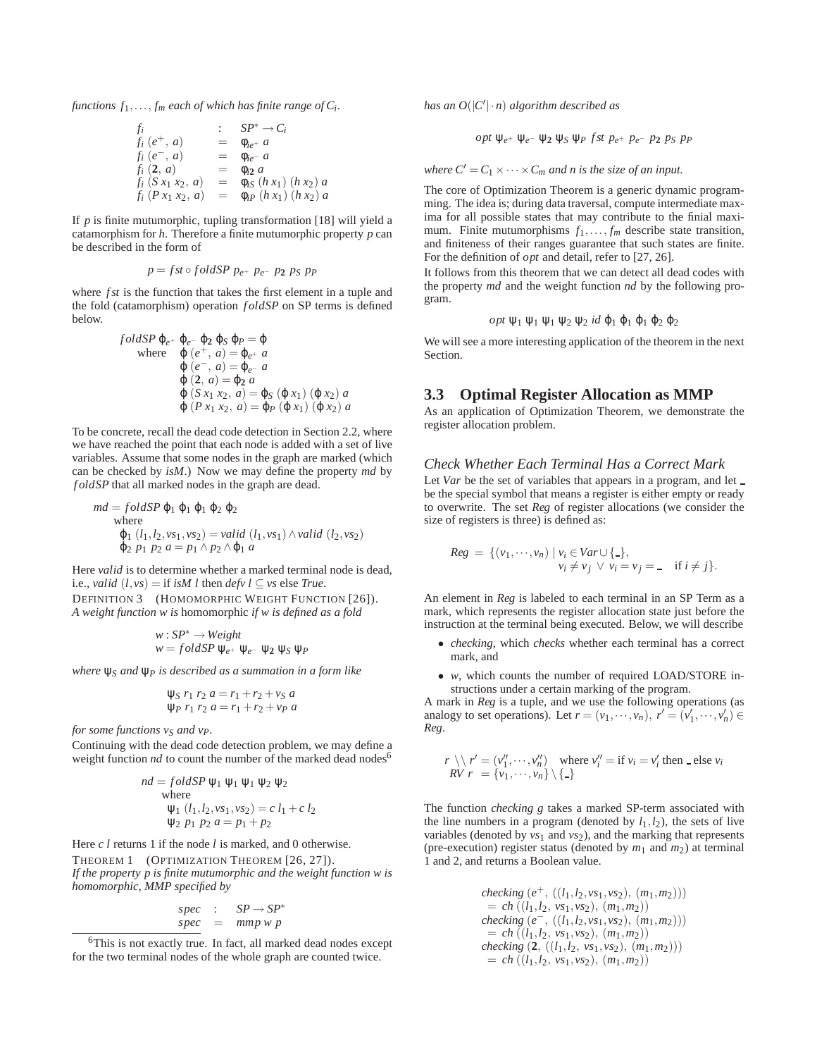*functions* $f_1, \ldots, f_m$ *each of which has finite range of* $C_i$.

$$
\begin{array}{lcl}
f_i & : & SP^* \rightarrow C_i \\
f_i\ (e^+,\ a) & = & \phi_{ie^+}\ a \\
f_i\ (e^-,\ a) & = & \phi_{ie^-}\ a \\
f_i\ (\mathbf{2},\ a) & = & \phi_{i\mathbf{2}}\ a \\
f_i\ (S\ x_1\ x_2,\ a) & = & \phi_{iS}\ (h\ x_1)\ (h\ x_2)\ a \\
f_i\ (P\ x_1\ x_2,\ a) & = & \phi_{iP}\ (h\ x_1)\ (h\ x_2)\ a
\end{array}
$$

If $p$ is finite mutumorphic, tupling transformation [18] will yield a catamorphism for $h$. Therefore a finite mutumorphic property $p$ can be described in the form of

$$p = fst \circ foldSP\ p_{e^+}\ p_{e^-}\ p_{\mathbf{2}}\ p_S\ p_P$$

where $fst$ is the function that takes the first element in a tuple and the fold (catamorphism) operation $foldSP$ on SP terms is defined below.

$$
\begin{array}{l}
foldSP\ \varphi_{e^+}\ \varphi_{e^-}\ \varphi_{\mathbf{2}}\ \varphi_S\ \varphi_P = \varphi \\
\quad \text{where} \quad \varphi\ (e^+,\ a) = \varphi_{e^+}\ a \\
\qquad\qquad\quad \varphi\ (e^-,\ a) = \varphi_{e^-}\ a \\
\qquad\qquad\quad \varphi\ (\mathbf{2},\ a) = \varphi_{\mathbf{2}}\ a \\
\qquad\qquad\quad \varphi\ (S\ x_1\ x_2,\ a) = \varphi_S\ (\varphi\ x_1)\ (\varphi\ x_2)\ a \\
\qquad\qquad\quad \varphi\ (P\ x_1\ x_2,\ a) = \varphi_P\ (\varphi\ x_1)\ (\varphi\ x_2)\ a
\end{array}
$$

To be concrete, recall the dead code detection in Section 2.2, where we have reached the point that each node is added with a set of live variables. Assume that some nodes in the graph are marked (which can be checked by *isM*.) Now we may define the property *md* by $foldSP$ that all marked nodes in the graph are dead.

$$
\begin{array}{l}
md = foldSP\ \varphi_1\ \varphi_1\ \varphi_1\ \varphi_2\ \varphi_2 \\
\quad \text{where} \\
\quad \varphi_1\ (l_1, l_2, vs_1, vs_2) = valid\ (l_1, vs_1) \wedge valid\ (l_2, vs_2) \\
\quad \varphi_2\ p_1\ p_2\ a = p_1 \wedge p_2 \wedge \varphi_1\ a
\end{array}
$$

Here *valid* is to determine whether a marked terminal node is dead, i.e., $valid\ (l, vs) =$ if $isM\ l$ then $defv\ l \subseteq vs$ else *True*.

DEFINITION 3 (HOMOMORPHIC WEIGHT FUNCTION [26]). *A weight function w is* homomorphic *if w is defined as a fold*

$$
\begin{array}{l}
w : SP^* \rightarrow Weight \\
w = foldSP\ \psi_{e^+}\ \psi_{e^-}\ \psi_{\mathbf{2}}\ \psi_S\ \psi_P
\end{array}
$$

*where* $\psi_S$ *and* $\psi_P$ *is described as a summation in a form like*

$$
\begin{array}{l}
\psi_S\ r_1\ r_2\ a = r_1 + r_2 + v_S\ a \\
\psi_P\ r_1\ r_2\ a = r_1 + r_2 + v_P\ a
\end{array}
$$

*for some functions* $v_S$ *and* $v_P$.

Continuing with the dead code detection problem, we may define a weight function *nd* to count the number of the marked dead nodes[6]

$$
\begin{array}{l}
nd = foldSP\ \psi_1\ \psi_1\ \psi_1\ \psi_2\ \psi_2 \\
\quad \text{where} \\
\quad \psi_1\ (l_1, l_2, vs_1, vs_2) = c\ l_1 + c\ l_2 \\
\quad \psi_2\ p_1\ p_2\ a = p_1 + p_2
\end{array}
$$

Here $c\ l$ returns 1 if the node $l$ is marked, and 0 otherwise.

THEOREM 1 (OPTIMIZATION THEOREM [26, 27]). *If the property p is finite mutumorphic and the weight function w is homomorphic, MMP specified by*

$$
\begin{array}{lcl}
spec & : & SP \rightarrow SP^* \\
spec & = & mmp\ w\ p
\end{array}
$$

*has an* $O(|C'| \cdot n)$ *algorithm described as*

$$opt\ \psi_{e^+}\ \psi_{e^-}\ \psi_{\mathbf{2}}\ \psi_S\ \psi_P\ fst\ p_{e^+}\ p_{e^-}\ p_{\mathbf{2}}\ p_S\ p_P$$

*where* $C' = C_1 \times \cdots \times C_m$ *and n is the size of an input.*

The core of Optimization Theorem is a generic dynamic programming. The idea is; during data traversal, compute intermediate maxima for all possible states that may contribute to the finial maximum. Finite mutumorphisms $f_1, \ldots, f_m$ describe state transition, and finiteness of their ranges guarantee that such states are finite. For the definition of *opt* and detail, refer to [27, 26].

It follows from this theorem that we can detect all dead codes with the property *md* and the weight function *nd* by the following program.

$$opt\ \psi_1\ \psi_1\ \psi_1\ \psi_2\ \psi_2\ id\ \varphi_1\ \varphi_1\ \varphi_1\ \varphi_2\ \varphi_2$$

We will see a more interesting application of the theorem in the next Section.

## 3.3 Optimal Register Allocation as MMP

As an application of Optimization Theorem, we demonstrate the register allocation problem.

### *Check Whether Each Terminal Has a Correct Mark*

Let *Var* be the set of variables that appears in a program, and let $\_$ be the special symbol that means a register is either empty or ready to overwrite. The set *Reg* of register allocations (we consider the size of registers is three) is defined as:

$$
\begin{array}{rl}
Reg = \{(v_1, \cdots, v_n) \mid & v_i \in Var \cup \{\_\}, \\
& v_i \neq v_j \ \vee\ v_i = v_j = \_ \quad \text{if } i \neq j\}.
\end{array}
$$

An element in *Reg* is labeled to each terminal in an SP Term as a mark, which represents the register allocation state just before the instruction at the terminal being executed. Below, we will describe

- *checking*, which *checks* whether each terminal has a correct mark, and
- *w*, which counts the number of required LOAD/STORE instructions under a certain marking of the program.

A mark in *Reg* is a tuple, and we use the following operations (as analogy to set operations). Let $r = (v_1, \cdots, v_n),\ r' = (v'_1, \cdots, v'_n) \in Reg$.

$$
\begin{array}{l}
r \setminus\!\setminus r' = (v''_1, \cdots, v''_n) \quad \text{where } v''_i = \text{if } v_i = v'_i \text{ then } \_ \text{ else } v_i \\
RV\ r\ = \{v_1, \cdots, v_n\} \setminus \{\_\}
\end{array}
$$

The function *checking g* takes a marked SP-term associated with the line numbers in a program (denoted by $l_1, l_2$), the sets of live variables (denoted by $vs_1$ and $vs_2$), and the marking that represents (pre-execution) register status (denoted by $m_1$ and $m_2$) at terminal 1 and 2, and returns a Boolean value.

$$
\begin{array}{l}
checking\ (e^+,\ ((l_1, l_2, vs_1, vs_2),\ (m_1, m_2))) \\
\quad = ch\ ((l_1, l_2,\ vs_1, vs_2),\ (m_1, m_2)) \\
checking\ (e^-,\ ((l_1, l_2,\ vs_1, vs_2),\ (m_1, m_2))) \\
\quad = ch\ ((l_1, l_2,\ vs_1, vs_2),\ (m_1, m_2)) \\
checking\ (\mathbf{2},\ ((l_1, l_2,\ vs_1, vs_2),\ (m_1, m_2))) \\
\quad = ch\ ((l_1, l_2,\ vs_1, vs_2),\ (m_1, m_2))
\end{array}
$$

[6] This is not exactly true. In fact, all marked dead nodes except for the two terminal nodes of the whole graph are counted twice.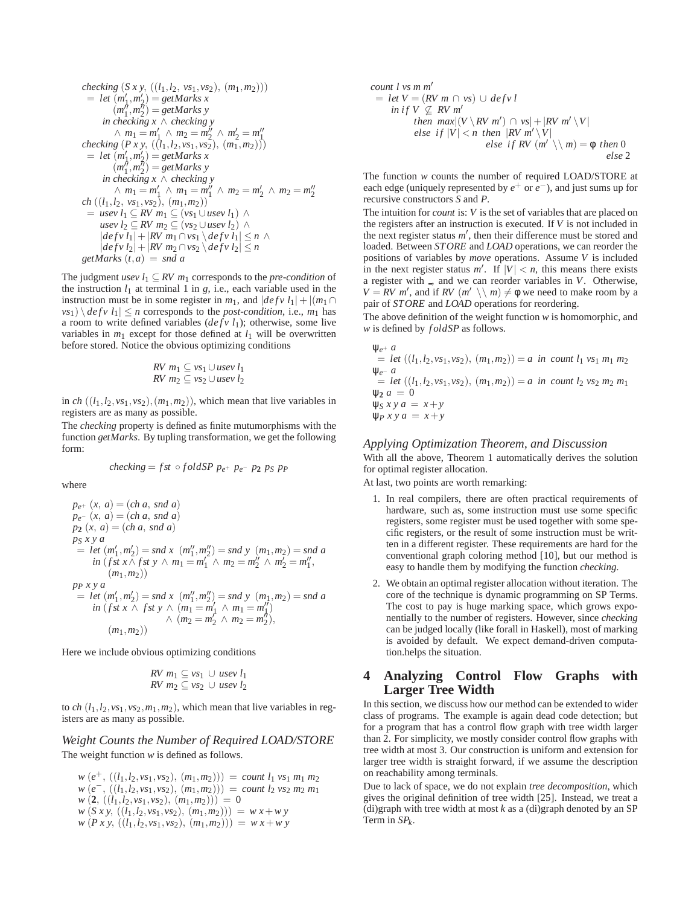$$
\begin{array}{l}
\mathit{checking}\ (S\ x\ y,\ ((l_1,l_2,\ vs_1,vs_2),\ (m_1,m_2)))\\
\ \ = \mathit{let}\ (m_1',m_2') = \mathit{getMarks}\ x\\
\qquad\quad (m_1'',m_2'') = \mathit{getMarks}\ y\\
\qquad \mathit{in}\ \mathit{checking}\ x \wedge \mathit{checking}\ y\\
\qquad\quad \wedge\ m_1 = m_1' \wedge m_2 = m_2'' \wedge m_2' = m_1''\\
\mathit{checking}\ (P\ x\ y,\ ((l_1,l_2,vs_1,vs_2),\ (m_1,m_2)))\\
\ \ = \mathit{let}\ (m_1',m_2') = \mathit{getMarks}\ x\\
\qquad\quad (m_1'',m_2'') = \mathit{getMarks}\ y\\
\qquad \mathit{in}\ \mathit{checking}\ x \wedge \mathit{checking}\ y\\
\qquad\quad \wedge\ m_1 = m_1' \wedge m_1 = m_1'' \wedge m_2 = m_2' \wedge m_2 = m_2''\\
\mathit{ch}\ ((l_1,l_2,\ vs_1,vs_2),\ (m_1,m_2))\\
\ \ = \mathit{usev}\ l_1 \subseteq RV\ m_1 \subseteq (vs_1 \cup \mathit{usev}\ l_1)\ \wedge\\
\qquad \mathit{usev}\ l_2 \subseteq RV\ m_2 \subseteq (vs_2 \cup \mathit{usev}\ l_2)\ \wedge\\
\qquad |\mathit{defv}\ l_1| + |RV\ m_1 \cap vs_1 \setminus \mathit{defv}\ l_1| \le n\ \wedge\\
\qquad |\mathit{defv}\ l_2| + |RV\ m_2 \cap vs_2 \setminus \mathit{defv}\ l_2| \le n\\
\mathit{getMarks}\ (t,a)\ =\ \mathit{snd}\ a
\end{array}
$$

The judgment $\mathit{usev}\ l_1 \subseteq RV\ m_1$ corresponds to the *pre-condition* of the instruction $l_1$ at terminal 1 in $g$, i.e., each variable used in the instruction must be in some register in $m_1$, and $|\mathit{defv}\ l_1| + |(m_1 \cap vs_1) \setminus \mathit{defv}\ l_1| \le n$ corresponds to the *post-condition*, i.e., $m_1$ has a room to write defined variables ($\mathit{defv}\ l_1$); otherwise, some live variables in $m_1$ except for those defined at $l_1$ will be overwritten before stored. Notice the obvious optimizing conditions

$$
\begin{array}{c}
RV\ m_1 \subseteq vs_1 \cup \mathit{usev}\ l_1\\
RV\ m_2 \subseteq vs_2 \cup \mathit{usev}\ l_2
\end{array}
$$

in $\mathit{ch}\ ((l_1,l_2,vs_1,vs_2),(m_1,m_2))$, which mean that live variables in registers are as many as possible.

The *checking* property is defined as finite mutumorphisms with the function *getMarks*. By tupling transformation, we get the following form:

$$
\mathit{checking} = \mathit{fst} \circ \mathit{foldSP}\ p_{e^+}\ p_{e^-}\ p_{\mathbf{2}}\ p_S\ p_P
$$

where

$$
\begin{array}{l}
p_{e^+}\ (x,\ a) = (\mathit{ch}\ a,\ \mathit{snd}\ a)\\
p_{e^-}\ (x,\ a) = (\mathit{ch}\ a,\ \mathit{snd}\ a)\\
p_{\mathbf{2}}\ (x,\ a) = (\mathit{ch}\ a,\ \mathit{snd}\ a)\\
p_S\ x\ y\ a\\
\ \ = \mathit{let}\ (m_1',m_2') = \mathit{snd}\ x\ \ (m_1'',m_2'') = \mathit{snd}\ y\ \ (m_1,m_2) = \mathit{snd}\ a\\
\qquad \mathit{in}\ (\mathit{fst}\ x \wedge \mathit{fst}\ y \wedge m_1 = m_1' \wedge m_2 = m_2'' \wedge m_2' = m_1'',\\
\qquad\qquad (m_1,m_2))\\
p_P\ x\ y\ a\\
\ \ = \mathit{let}\ (m_1',m_2') = \mathit{snd}\ x\ \ (m_1'',m_2'') = \mathit{snd}\ y\ \ (m_1,m_2) = \mathit{snd}\ a\\
\qquad \mathit{in}\ (\mathit{fst}\ x \wedge \mathit{fst}\ y \wedge (m_1 = m_1' \wedge m_1 = m_1'')\\
\qquad\qquad\qquad \wedge (m_2 = m_2' \wedge m_2 = m_2''),\\
\qquad\quad (m_1,m_2))
\end{array}
$$

Here we include obvious optimizing conditions

$$
\begin{array}{c}
RV\ m_1 \subseteq vs_1\ \cup\ \mathit{usev}\ l_1\\
RV\ m_2 \subseteq vs_2\ \cup\ \mathit{usev}\ l_2
\end{array}
$$

to $\mathit{ch}\ (l_1,l_2,vs_1,vs_2,m_1,m_2)$, which mean that live variables in registers are as many as possible.

### *Weight Counts the Number of Required LOAD/STORE*

The weight function $w$ is defined as follows.

$$
\begin{array}{l}
w\ (e^+,\ ((l_1,l_2,vs_1,vs_2),\ (m_1,m_2)))\ =\ \mathit{count}\ l_1\ vs_1\ m_1\ m_2\\
w\ (e^-,\ ((l_1,l_2,vs_1,vs_2),\ (m_1,m_2)))\ =\ \mathit{count}\ l_2\ vs_2\ m_2\ m_1\\
w\ (\mathbf{2},\ ((l_1,l_2,vs_1,vs_2),\ (m_1,m_2)))\ =\ 0\\
w\ (S\ x\ y,\ ((l_1,l_2,vs_1,vs_2),\ (m_1,m_2)))\ =\ w\ x + w\ y\\
w\ (P\ x\ y,\ ((l_1,l_2,vs_1,vs_2),\ (m_1,m_2)))\ =\ w\ x + w\ y
\end{array}
$$

$$
\begin{array}{l}
\mathit{count}\ l\ vs\ m\ m'\\
\ \ = \mathit{let}\ V = (RV\ m\ \cap\ vs)\ \cup\ \mathit{defv}\ l\\
\qquad \mathit{in}\ \mathit{if}\ V\ \not\subseteq\ RV\ m'\\
\qquad\qquad \mathit{then}\ \ \mathit{max}|(V \setminus RV\ m')\ \cap\ vs| + |RV\ m' \setminus V|\\
\qquad\qquad \mathit{else}\ \ \mathit{if}\ |V| < n\ \ \mathit{then}\ \ |RV\ m' \setminus V|\\
\qquad\qquad\qquad\qquad \mathit{else}\ \ \mathit{if}\ RV\ (m'\ \setminus\setminus\ m) = \phi\ \ \mathit{then}\ 0\\
\qquad\qquad\qquad\qquad\qquad\qquad\qquad\qquad\qquad\quad \mathit{else}\ 2
\end{array}
$$

The function $w$ counts the number of required LOAD/STORE at each edge (uniquely represented by $e^+$ or $e^-$), and just sums up for recursive constructors $S$ and $P$.

The intuition for *count* is: $V$ is the set of variables that are placed on the registers after an instruction is executed. If $V$ is not included in the next register status $m'$, then their difference must be stored and loaded. Between *STORE* and *LOAD* operations, we can reorder the positions of variables by *move* operations. Assume $V$ is included in the next register status $m'$. If $|V| < n$, this means there exists a register with _, and we can reorder variables in $V$. Otherwise, $V = RV\ m'$, and if $RV\ (m'\ \setminus\setminus\ m) \neq \phi$ we need to make room by a pair of *STORE* and *LOAD* operations for reordering.

The above definition of the weight function $w$ is homomorphic, and $w$ is defined by *foldSP* as follows.

$$
\begin{array}{l}
\psi_{e^+}\ a\\
\ \ = \mathit{let}\ ((l_1,l_2,vs_1,vs_2),\ (m_1,m_2)) = a\ \ \mathit{in}\ \ \mathit{count}\ l_1\ vs_1\ m_1\ m_2\\
\psi_{e^-}\ a\\
\ \ = \mathit{let}\ ((l_1,l_2,vs_1,vs_2),\ (m_1,m_2)) = a\ \ \mathit{in}\ \ \mathit{count}\ l_2\ vs_2\ m_2\ m_1\\
\psi_{\mathbf{2}}\ a\ =\ 0\\
\psi_S\ x\ y\ a\ =\ x + y\\
\psi_P\ x\ y\ a\ =\ x + y
\end{array}
$$

### *Applying Optimization Theorem, and Discussion*

With all the above, Theorem 1 automatically derives the solution for optimal register allocation.

At last, two points are worth remarking:

1. In real compilers, there are often practical requirements of hardware, such as, some instruction must use some specific registers, some register must be used together with some specific registers, or the result of some instruction must be written in a different register. These requirements are hard for the conventional graph coloring method [10], but our method is easy to handle them by modifying the function *checking*.
2. We obtain an optimal register allocation without iteration. The core of the technique is dynamic programming on SP Terms. The cost to pay is huge marking space, which grows exponentially to the number of registers. However, since *checking* can be judged locally (like forall in Haskell), most of marking is avoided by default. We expect demand-driven computation.helps the situation.

## 4 Analyzing Control Flow Graphs with Larger Tree Width

In this section, we discuss how our method can be extended to wider class of programs. The example is again dead code detection; but for a program that has a control flow graph with tree width larger than 2. For simplicity, we mostly consider control flow graphs with tree width at most 3. Our construction is uniform and extension for larger tree width is straight forward, if we assume the description on reachability among terminals.

Due to lack of space, we do not explain *tree decomposition*, which gives the original definition of tree width [25]. Instead, we treat a (di)graph with tree width at most $k$ as a (di)graph denoted by an SP Term in $SP_k$.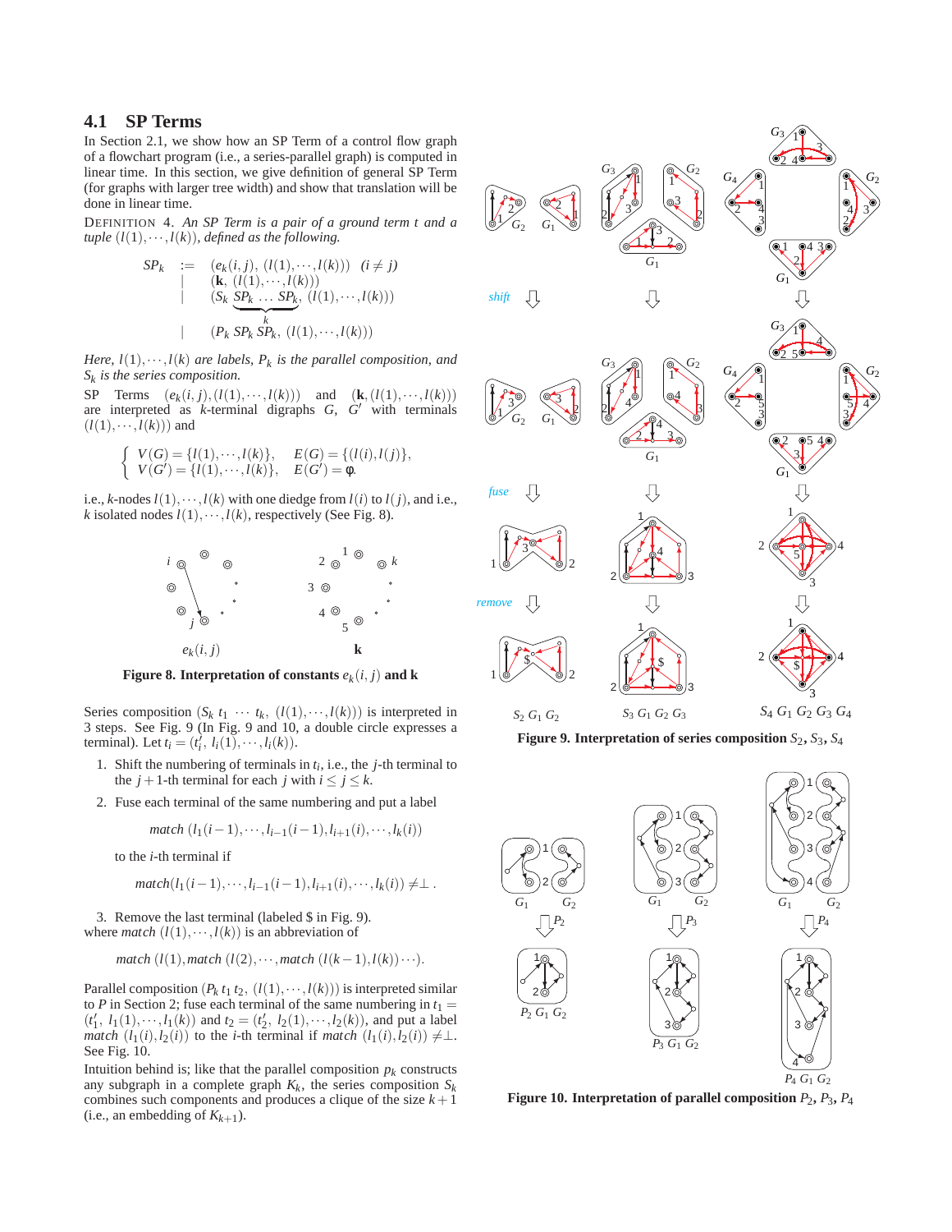### 4.1 SP Terms

In Section 2.1, we show how an SP Term of a control flow graph of a flowchart program (i.e., a series-parallel graph) is computed in linear time. In this section, we give definition of general SP Term (for graphs with larger tree width) and show that translation will be done in linear time.

DEFINITION 4. *An SP Term is a pair of a ground term $t$ and a tuple $(l(1),\cdots,l(k))$, defined as the following.*

$$
\begin{array}{rcl}
SP_k & := & (e_k(i,j),\ (l(1),\cdots,l(k))) \quad (i \neq j) \\
 & | & (\mathbf{k},\ (l(1),\cdots,l(k))) \\
 & | & (S_k\ \underbrace{SP_k\ \ldots\ SP_k}_{k},\ (l(1),\cdots,l(k))) \\
 & | & (P_k\ SP_k\ SP_k,\ (l(1),\cdots,l(k)))
\end{array}
$$

*Here, $l(1),\cdots,l(k)$ are labels, $P_k$ is the parallel composition, and $S_k$ is the series composition.*

SP Terms $(e_k(i,j),(l(1),\cdots,l(k)))$ and $(\mathbf{k},(l(1),\cdots,l(k)))$ are interpreted as $k$-terminal digraphs $G$, $G'$ with terminals $(l(1),\cdots,l(k)))$ and

$$
\left\{
\begin{array}{ll}
V(G) = \{l(1),\cdots,l(k)\}, & E(G) = \{(l(i),l(j)\}, \\
V(G') = \{l(1),\cdots,l(k)\}, & E(G') = \phi.
\end{array}
\right.
$$

i.e., $k$-nodes $l(1),\cdots,l(k)$ with one diedge from $l(i)$ to $l(j)$, and i.e., $k$ isolated nodes $l(1),\cdots,l(k)$, respectively (See Fig. 8).

**Figure 8. Interpretation of constants $e_k(i,j)$ and k**

Series composition $(S_k\ t_1\ \cdots\ t_k,\ (l(1),\cdots,l(k)))$ is interpreted in 3 steps. See Fig. 9 (In Fig. 9 and 10, a double circle expresses a terminal). Let $t_i = (t_i',\ l_i(1),\cdots,l_i(k))$.

1. Shift the numbering of terminals in $t_i$, i.e., the $j$-th terminal to the $j+1$-th terminal for each $j$ with $i \leq j \leq k$.
2. Fuse each terminal of the same numbering and put a label

   $$match\ (l_1(i-1),\cdots,l_{i-1}(i-1),l_{i+1}(i),\cdots,l_k(i))$$

   to the $i$-th terminal if

   $$match(l_1(i-1),\cdots,l_{i-1}(i-1),l_{i+1}(i),\cdots,l_k(i)) \neq \perp.$$

3. Remove the last terminal (labeled \$ in Fig. 9).

where *match* $(l(1),\cdots,l(k))$ is an abbreviation of

$$match\ (l(1), match\ (l(2),\cdots, match\ (l(k-1),l(k))\cdots).$$

Parallel composition $(P_k\ t_1\ t_2,\ (l(1),\cdots,l(k)))$ is interpreted similar to $P$ in Section 2; fuse each terminal of the same numbering in $t_1 = (t_1',\ l_1(1),\cdots,l_1(k))$ and $t_2 = (t_2',\ l_2(1),\cdots,l_2(k))$, and put a label *match* $(l_1(i),l_2(i))$ to the $i$-th terminal if *match* $(l_1(i),l_2(i)) \neq \perp$. See Fig. 10.

Intuition behind is; like that the parallel composition $p_k$ constructs any subgraph in a complete graph $K_k$, the series composition $S_k$ combines such components and produces a clique of the size $k+1$ (i.e., an embedding of $K_{k+1}$).

**Figure 9. Interpretation of series composition $S_2$, $S_3$, $S_4$**

**Figure 10. Interpretation of parallel composition $P_2$, $P_3$, $P_4$**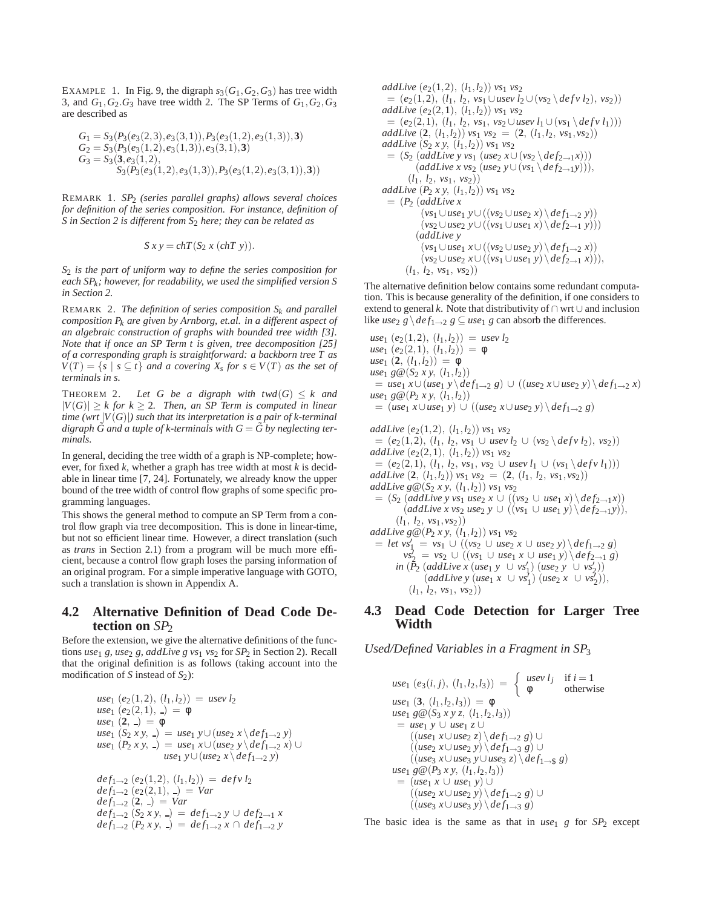EXAMPLE 1. In Fig. 9, the digraph $s_3(G_1, G_2, G_3)$ has tree width 3, and $G_1, G_2.G_3$ have tree width 2. The SP Terms of $G_1, G_2, G_3$ are described as

$$
\begin{array}{l}
G_1 = S_3(P_3(e_3(2,3), e_3(3,1)), P_3(e_3(1,2), e_3(1,3)), \mathbf{3}) \\
G_2 = S_3(P_3(e_3(1,2), e_3(1,3)), e_3(3,1), \mathbf{3}) \\
G_3 = S_3(\mathbf{3}, e_3(1,2), \\
\qquad S_3(P_3(e_3(1,2), e_3(1,3)), P_3(e_3(1,2), e_3(3,1)), \mathbf{3}))
\end{array}
$$

REMARK 1. *$SP_2$ (series parallel graphs) allows several choices for definition of the series composition. For instance, definition of $S$ in Section 2 is different from $S_2$ here; they can be related as*

$$S\ x\ y = chT\ (S_2\ x\ (chT\ y)).$$

*$S_2$ is the part of uniform way to define the series composition for each $SP_k$; however, for readability, we used the simplified version $S$ in Section 2.*

REMARK 2. *The definition of series composition $S_k$ and parallel composition $P_k$ are given by Arnborg, et.al. in a different aspect of an algebraic construction of graphs with bounded tree width [3]. Note that if once an SP Term $t$ is given, tree decomposition [25] of a corresponding graph is straightforward: a backborn tree $T$ as $V(T) = \{s \mid s \subseteq t\}$ and a covering $X_s$ for $s \in V(T)$ as the set of terminals in $s$.*

THEOREM 2. *Let $G$ be a digraph with $twd(G) \leq k$ and $|V(G)| \geq k$ for $k \geq 2$. Then, an SP Term is computed in linear time (wrt $|V(G)|$) such that its interpretation is a pair of $k$-terminal digraph $\tilde{G}$ and a tuple of $k$-terminals with $G = \tilde{G}$ by neglecting terminals.*

In general, deciding the tree width of a graph is NP-complete; however, for fixed $k$, whether a graph has tree width at most $k$ is decidable in linear time [7, 24]. Fortunately, we already know the upper bound of the tree width of control flow graphs of some specific programming languages.

This shows the general method to compute an SP Term from a control flow graph via tree decomposition. This is done in linear-time, but not so efficient linear time. However, a direct translation (such as *trans* in Section 2.1) from a program will be much more efficient, because a control flow graph loses the parsing information of an original program. For a simple imperative language with GOTO, such a translation is shown in Appendix A.

## 4.2 Alternative Definition of Dead Code Detection on $SP_2$

Before the extension, we give the alternative definitions of the functions $use_1\ g$, $use_2\ g$, $addLive\ g\ vs_1\ vs_2$ for $SP_2$ in Section 2). Recall that the original definition is as follows (taking account into the modification of $S$ instead of $S_2$):

$$
\begin{array}{l}
use_1\ (e_2(1,2),\ (l_1,l_2)) = usev\ l_2 \\
use_1\ (e_2(2,1),\ \_) = \phi \\
use_1\ (\mathbf{2},\ \_) = \phi \\
use_1\ (S_2\ x\ y,\ \_) = use_1\ y \cup (use_2\ x \setminus def_{1\to 2}\ y) \\
use_1\ (P_2\ x\ y,\ \_) = use_1\ x \cup (use_2\ y \setminus def_{1\to 2}\ x) \cup \\
\qquad\qquad use_1\ y \cup (use_2\ x \setminus def_{1\to 2}\ y)
\end{array}
$$

$$
\begin{array}{l}
def_{1\to 2}\ (e_2(1,2),\ (l_1,l_2)) = defv\ l_2 \\
def_{1\to 2}\ (e_2(2,1),\ \_) = Var \\
def_{1\to 2}\ (\mathbf{2},\ \_) = Var \\
def_{1\to 2}\ (S_2\ x\ y,\ \_) = def_{1\to 2}\ y \cup def_{2\to 1}\ x \\
def_{1\to 2}\ (P_2\ x\ y,\ \_) = def_{1\to 2}\ x \cap def_{1\to 2}\ y
\end{array}
$$

$$
\begin{array}{l}
addLive\ (e_2(1,2),\ (l_1,l_2))\ vs_1\ vs_2 \\
= (e_2(1,2),\ (l_1,\ l_2,\ vs_1 \cup usev\ l_2 \cup (vs_2 \setminus defv\ l_2),\ vs_2)) \\
addLive\ (e_2(2,1),\ (l_1,l_2))\ vs_1\ vs_2 \\
= (e_2(2,1),\ (l_1,\ l_2,\ vs_1,\ vs_2 \cup usev\ l_1 \cup (vs_1 \setminus defv\ l_1))) \\
addLive\ (\mathbf{2},\ (l_1,l_2))\ vs_1\ vs_2 = (\mathbf{2},\ (l_1,l_2,\ vs_1,vs_2)) \\
addLive\ (S_2\ x\ y,\ (l_1,l_2))\ vs_1\ vs_2 \\
= (S_2\ (addLive\ y\ vs_1\ (use_2\ x \cup (vs_2 \setminus def_{2\to 1}x))) \\
\qquad (addLive\ x\ vs_2\ (use_2\ y \cup (vs_1 \setminus def_{2\to 1}y))), \\
\qquad (l_1,\ l_2,\ vs_1,\ vs_2)) \\
addLive\ (P_2\ x\ y,\ (l_1,l_2))\ vs_1\ vs_2 \\
= (P_2\ (addLive\ x \\
\qquad (vs_1 \cup use_1\ y \cup ((vs_2 \cup use_2\ x) \setminus def_{1\to 2}\ y)) \\
\qquad (vs_2 \cup use_2\ y \cup ((vs_1 \cup use_1\ x) \setminus def_{2\to 1}\ y))) \\
\qquad (addLive\ y \\
\qquad (vs_1 \cup use_1\ x \cup ((vs_2 \cup use_2\ y) \setminus def_{1\to 2}\ x)) \\
\qquad (vs_2 \cup use_2\ x \cup ((vs_1 \cup use_1\ y) \setminus def_{2\to 1}\ x))), \\
\qquad (l_1,\ l_2,\ vs_1,\ vs_2))
\end{array}
$$

The alternative definition below contains some redundant computation. This is because generality of the definition, if one considers to extend to general $k$. Note that distributivity of $\cap$ wrt $\cup$ and inclusion like $use_2\ g \setminus def_{1\to 2}\ g \subseteq use_1\ g$ can absorb the differences.

$$
\begin{array}{l}
use_1\ (e_2(1,2),\ (l_1,l_2)) = usev\ l_2 \\
use_1\ (e_2(2,1),\ (l_1,l_2)) = \phi \\
use_1\ (\mathbf{2},\ (l_1,l_2)) = \phi \\
use_1\ g@(S_2\ x\ y,\ (l_1,l_2)) \\
= use_1\ x \cup (use_1\ y \setminus def_{1\to 2}\ g) \cup ((use_2\ x \cup use_2\ y) \setminus def_{1\to 2}\ x) \\
use_1\ g@(P_2\ x\ y,\ (l_1,l_2)) \\
= (use_1\ x \cup use_1\ y) \cup ((use_2\ x \cup use_2\ y) \setminus def_{1\to 2}\ g)
\end{array}
$$

$$
\begin{array}{l}
addLive\ (e_2(1,2),\ (l_1,l_2))\ vs_1\ vs_2 \\
= (e_2(1,2),\ (l_1,\ l_2,\ vs_1 \cup usev\ l_2 \cup (vs_2 \setminus defv\ l_2),\ vs_2)) \\
addLive\ (e_2(2,1),\ (l_1,l_2))\ vs_1\ vs_2 \\
= (e_2(2,1),\ (l_1,\ l_2,\ vs_1,\ vs_2 \cup usev\ l_1 \cup (vs_1 \setminus defv\ l_1))) \\
addLive\ (\mathbf{2},\ (l_1,l_2))\ vs_1\ vs_2 = (\mathbf{2},\ (l_1,\ l_2,\ vs_1,vs_2)) \\
addLive\ g@(S_2\ x\ y,\ (l_1,l_2))\ vs_1\ vs_2 \\
= (S_2\ (addLive\ y\ vs_1\ use_2\ x \cup ((vs_2 \cup use_1\ x) \setminus def_{2\to 1}x)) \\
\qquad (addLive\ x\ vs_2\ use_2\ y \cup ((vs_1 \cup use_1\ y) \setminus def_{2\to 1}y)), \\
\qquad (l_1,\ l_2,\ vs_1,vs_2)) \\
addLive\ g@(P_2\ x\ y,\ (l_1,l_2))\ vs_1\ vs_2 \\
= let\ vs_1' = vs_1 \cup ((vs_2 \cup use_2\ x \cup use_2\ y) \setminus def_{1\to 2}\ g) \\
\qquad vs_2' = vs_2 \cup ((vs_1 \cup use_1\ x \cup use_1\ y) \setminus def_{2\to 1}\ g) \\
\quad in\ (P_2\ (addLive\ x\ (use_1\ y\ \cup vs_1')\ (use_2\ y\ \cup vs_2')) \\
\qquad (addLive\ y\ (use_1\ x\ \cup vs_1')\ (use_2\ x\ \cup vs_2')), \\
\qquad (l_1,\ l_2,\ vs_1,\ vs_2))
\end{array}
$$

## 4.3 Dead Code Detection for Larger Tree Width

*Used/Defined Variables in a Fragment in $SP_3$*

$$
\begin{array}{l}
use_1\ (e_3(i,j),\ (l_1,l_2,l_3)) = \begin{cases} usev\ l_j & \text{if } i = 1 \\ \phi & \text{otherwise} \end{cases} \\
use_1\ (\mathbf{3},\ (l_1,l_2,l_3)) = \phi \\
use_1\ g@(S_3\ x\ y\ z,\ (l_1,l_2,l_3)) \\
= use_1\ y \cup use_1\ z \cup \\
\qquad ((use_1\ x \cup use_2\ z) \setminus def_{1\to 2}\ g) \cup \\
\qquad ((use_2\ x \cup use_2\ y) \setminus def_{1\to 3}\ g) \cup \\
\qquad ((use_3\ x \cup use_3\ y \cup use_3\ z) \setminus def_{1\to \$}\ g) \\
use_1\ g@(P_3\ x\ y,\ (l_1,l_2,l_3)) \\
= (use_1\ x\ \cup\ use_1\ y) \cup \\
\qquad ((use_2\ x \cup use_2\ y) \setminus def_{1\to 2}\ g) \cup \\
\qquad ((use_3\ x \cup use_3\ y) \setminus def_{1\to 3}\ g)
\end{array}
$$

The basic idea is the same as that in $use_1\ g$ for $SP_2$ except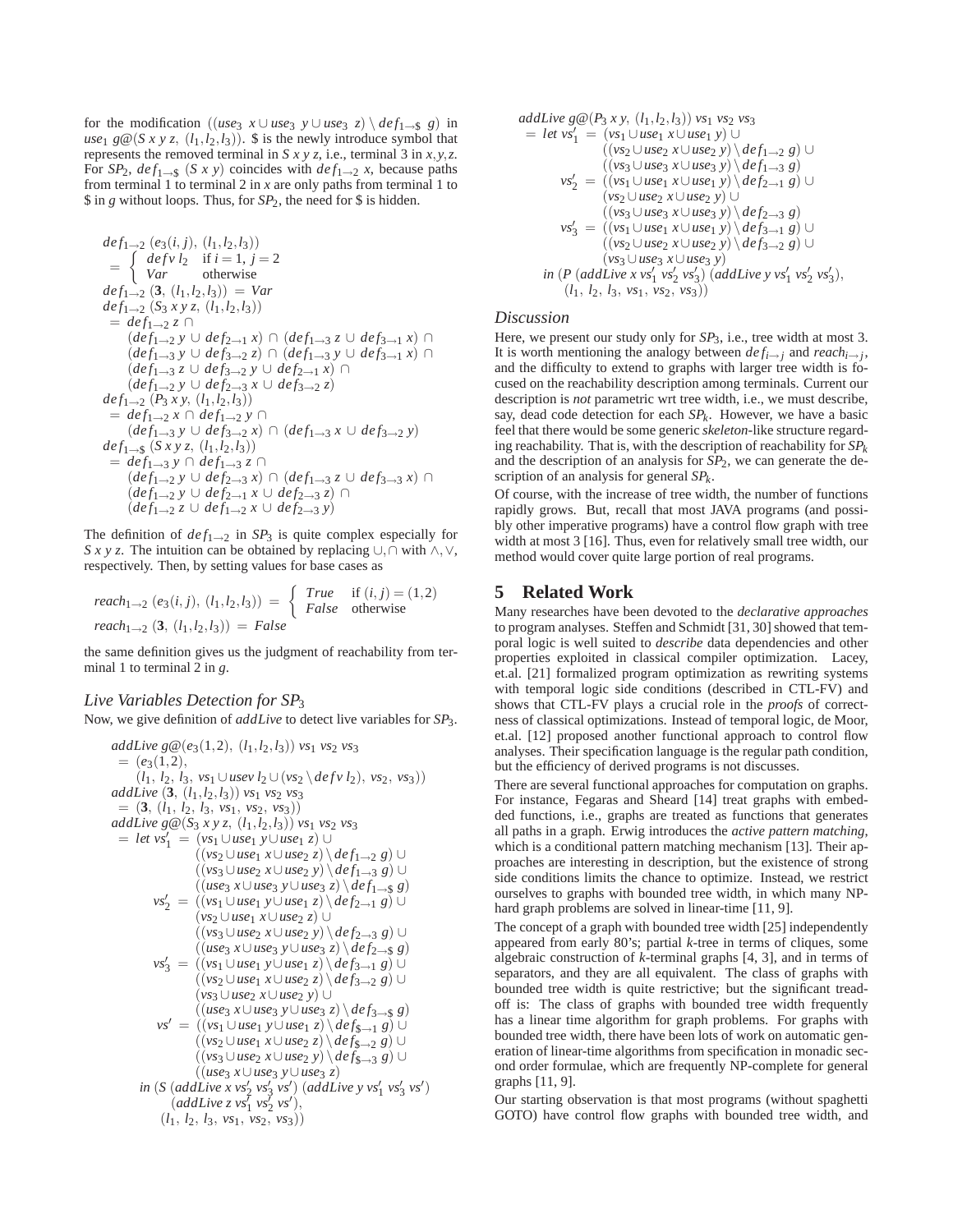for the modification $((use_3\ x \cup use_3\ y \cup use_3\ z) \setminus def_{1\to\$}\ g)$ in $use_1\ g@(S\ x\ y\ z,\ (l_1,l_2,l_3))$. \$ is the newly introduce symbol that represents the removed terminal in $S\ x\ y\ z$, i.e., terminal 3 in $x,y,z$. For $SP_2$, $def_{1\to\$}\ (S\ x\ y)$ coincides with $def_{1\to 2}\ x$, because paths from terminal 1 to terminal 2 in $x$ are only paths from terminal 1 to \$ in $g$ without loops. Thus, for $SP_2$, the need for \$ is hidden.

$$
\begin{array}{l}
def_{1\to 2}\ (e_3(i,j),\ (l_1,l_2,l_3)) \\
\quad = \begin{cases} defv\ l_2 & \text{if } i=1,\ j=2 \\ Var & \text{otherwise} \end{cases} \\
def_{1\to 2}\ (\mathbf{3},\ (l_1,l_2,l_3)) \ = \ Var \\
def_{1\to 2}\ (S_3\ x\ y\ z,\ (l_1,l_2,l_3)) \\
\quad = def_{1\to 2}\ z \ \cap \\
\qquad (def_{1\to 2}\ y \cup def_{2\to 1}\ x) \cap (def_{1\to 3}\ z \cup def_{3\to 1}\ x) \cap \\
\qquad (def_{1\to 3}\ y \cup def_{3\to 2}\ z) \cap (def_{1\to 3}\ y \cup def_{3\to 1}\ x) \cap \\
\qquad (def_{1\to 3}\ z \cup def_{3\to 2}\ y \cup def_{2\to 1}\ x) \cap \\
\qquad (def_{1\to 2}\ y \cup def_{2\to 3}\ x \cup def_{3\to 2}\ z) \\
def_{1\to 2}\ (P_3\ x\ y,\ (l_1,l_2,l_3)) \\
\quad = def_{1\to 2}\ x \cap def_{1\to 2}\ y \ \cap \\
\qquad (def_{1\to 3}\ y \cup def_{3\to 2}\ x) \cap (def_{1\to 3}\ x \cup def_{3\to 2}\ y) \\
def_{1\to\$}\ (S\ x\ y\ z,\ (l_1,l_2,l_3)) \\
\quad = def_{1\to 3}\ y \cap def_{1\to 3}\ z \ \cap \\
\qquad (def_{1\to 2}\ y \cup def_{2\to 3}\ x) \cap (def_{1\to 3}\ z \cup def_{3\to 3}\ x) \cap \\
\qquad (def_{1\to 2}\ y \cup def_{2\to 1}\ x \cup def_{2\to 3}\ z) \ \cap \\
\qquad (def_{1\to 2}\ z \cup def_{1\to 2}\ x \cup def_{2\to 3}\ y)
\end{array}
$$

The definition of $def_{1\to 2}$ in $SP_3$ is quite complex especially for $S\ x\ y\ z$. The intuition can be obtained by replacing $\cup,\cap$ with $\wedge,\vee$, respectively. Then, by setting values for base cases as

$$
\begin{array}{l}
reach_{1\to 2}\ (e_3(i,j),\ (l_1,l_2,l_3)) \ = \ \begin{cases} True & \text{if } (i,j) = (1,2) \\ False & \text{otherwise} \end{cases} \\
reach_{1\to 2}\ (\mathbf{3},\ (l_1,l_2,l_3)) \ = \ False
\end{array}
$$

the same definition gives us the judgment of reachability from terminal 1 to terminal 2 in $g$.

### Live Variables Detection for $SP_3$

Now, we give definition of *addLive* to detect live variables for $SP_3$.

$$
\begin{array}{l}
addLive\ g@(e_3(1,2),\ (l_1,l_2,l_3))\ vs_1\ vs_2\ vs_3 \\
\quad = (e_3(1,2), \\
\qquad (l_1,\ l_2,\ l_3,\ vs_1 \cup usev\ l_2 \cup (vs_2 \setminus defv\ l_2),\ vs_2,\ vs_3)) \\
addLive\ (\mathbf{3},\ (l_1,l_2,l_3))\ vs_1\ vs_2\ vs_3 \\
\quad = (\mathbf{3},\ (l_1,\ l_2,\ l_3,\ vs_1,\ vs_2,\ vs_3)) \\
addLive\ g@(S_3\ x\ y\ z,\ (l_1,l_2,l_3))\ vs_1\ vs_2\ vs_3 \\
\quad = let\ vs'_1 \ = \ (vs_1 \cup use_1\ y \cup use_1\ z) \ \cup \\
\qquad\qquad ((vs_2 \cup use_1\ x \cup use_2\ z) \setminus def_{1\to 2}\ g) \ \cup \\
\qquad\qquad ((vs_3 \cup use_2\ x \cup use_2\ y) \setminus def_{1\to 3}\ g) \ \cup \\
\qquad\qquad ((use_3\ x \cup use_3\ y \cup use_3\ z) \setminus def_{1\to\$}\ g) \\
\qquad\quad vs'_2 \ = \ ((vs_1 \cup use_1\ y \cup use_1\ z) \setminus def_{2\to 1}\ g) \ \cup \\
\qquad\qquad (vs_2 \cup use_1\ x \cup use_2\ z) \ \cup \\
\qquad\qquad ((vs_3 \cup use_2\ x \cup use_2\ y) \setminus def_{2\to 3}\ g) \ \cup \\
\qquad\qquad ((use_3\ x \cup use_3\ y \cup use_3\ z) \setminus def_{2\to\$}\ g) \\
\qquad\quad vs'_3 \ = \ ((vs_1 \cup use_1\ y \cup use_1\ z) \setminus def_{3\to 1}\ g) \ \cup \\
\qquad\qquad ((vs_2 \cup use_1\ x \cup use_2\ z) \setminus def_{3\to 2}\ g) \ \cup \\
\qquad\qquad (vs_3 \cup use_2\ x \cup use_2\ y) \ \cup \\
\qquad\qquad ((use_3\ x \cup use_3\ y \cup use_3\ z) \setminus def_{3\to\$}\ g) \\
\qquad\quad vs' \ = \ ((vs_1 \cup use_1\ y \cup use_1\ z) \setminus def_{\$\to 1}\ g) \ \cup \\
\qquad\qquad ((vs_2 \cup use_1\ x \cup use_2\ z) \setminus def_{\$\to 2}\ g) \ \cup \\
\qquad\qquad ((vs_3 \cup use_2\ x \cup use_2\ y) \setminus def_{\$\to 3}\ g) \ \cup \\
\qquad\qquad ((use_3\ x \cup use_3\ y \cup use_3\ z) \\
\quad in\ (S\ (addLive\ x\ vs'_2\ vs'_3\ vs')\ (addLive\ y\ vs'_1\ vs'_3\ vs') \\
\qquad (addLive\ z\ vs'_1\ vs'_2\ vs'), \\
\qquad (l_1,\ l_2,\ l_3,\ vs_1,\ vs_2,\ vs_3))
\end{array}
$$

$$
\begin{array}{l}
addLive\ g@(P_3\ x\ y,\ (l_1,l_2,l_3))\ vs_1\ vs_2\ vs_3 \\
\quad = let\ vs'_1 \ = \ (vs_1 \cup use_1\ x \cup use_1\ y) \ \cup \\
\qquad\qquad ((vs_2 \cup use_2\ x \cup use_2\ y) \setminus def_{1\to 2}\ g) \ \cup \\
\qquad\qquad ((vs_3 \cup use_3\ x \cup use_3\ y) \setminus def_{1\to 3}\ g) \\
\qquad\quad vs'_2 \ = \ ((vs_1 \cup use_1\ x \cup use_1\ y) \setminus def_{2\to 1}\ g) \ \cup \\
\qquad\qquad (vs_2 \cup use_2\ x \cup use_2\ y) \ \cup \\
\qquad\qquad ((vs_3 \cup use_3\ x \cup use_3\ y) \setminus def_{2\to 3}\ g) \\
\qquad\quad vs'_3 \ = \ ((vs_1 \cup use_1\ x \cup use_1\ y) \setminus def_{3\to 1}\ g) \ \cup \\
\qquad\qquad ((vs_2 \cup use_2\ x \cup use_2\ y) \setminus def_{3\to 2}\ g) \ \cup \\
\qquad\qquad (vs_3 \cup use_3\ x \cup use_3\ y) \\
\quad in\ (P\ (addLive\ x\ vs'_1\ vs'_2\ vs'_3)\ (addLive\ y\ vs'_1\ vs'_2\ vs'_3), \\
\qquad (l_1,\ l_2,\ l_3,\ vs_1,\ vs_2,\ vs_3))
\end{array}
$$

### Discussion

Here, we present our study only for $SP_3$, i.e., tree width at most 3. It is worth mentioning the analogy between $def_{i\to j}$ and $reach_{i\to j}$, and the difficulty to extend to graphs with larger tree width is focused on the reachability description among terminals. Current our description is *not* parametric wrt tree width, i.e., we must describe, say, dead code detection for each $SP_k$. However, we have a basic feel that there would be some generic *skeleton*-like structure regarding reachability. That is, with the description of reachability for $SP_k$ and the description of an analysis for $SP_2$, we can generate the description of an analysis for general $SP_k$.

Of course, with the increase of tree width, the number of functions rapidly grows. But, recall that most JAVA programs (and possibly other imperative programs) have a control flow graph with tree width at most 3 [16]. Thus, even for relatively small tree width, our method would cover quite large portion of real programs.

## 5 Related Work

Many researches have been devoted to the *declarative approaches* to program analyses. Steffen and Schmidt [31, 30] showed that temporal logic is well suited to *describe* data dependencies and other properties exploited in classical compiler optimization. Lacey, et.al. [21] formalized program optimization as rewriting systems with temporal logic side conditions (described in CTL-FV) and shows that CTL-FV plays a crucial role in the *proofs* of correctness of classical optimizations. Instead of temporal logic, de Moor, et.al. [12] proposed another functional approach to control flow analyses. Their specification language is the regular path condition, but the efficiency of derived programs is not discusses.

There are several functional approaches for computation on graphs. For instance, Fegaras and Sheard [14] treat graphs with embedded functions, i.e., graphs are treated as functions that generates all paths in a graph. Erwig introduces the *active pattern matching*, which is a conditional pattern matching mechanism [13]. Their approaches are interesting in description, but the existence of strong side conditions limits the chance to optimize. Instead, we restrict ourselves to graphs with bounded tree width, in which many NP-hard graph problems are solved in linear-time [11, 9].

The concept of a graph with bounded tree width [25] independently appeared from early 80's; partial $k$-tree in terms of cliques, some algebraic construction of $k$-terminal graphs [4, 3], and in terms of separators, and they are all equivalent. The class of graphs with bounded tree width is quite restrictive; but the significant treadoff is: The class of graphs with bounded tree width frequently has a linear time algorithm for graph problems. For graphs with bounded tree width, there have been lots of work on automatic generation of linear-time algorithms from specification in monadic second order formulae, which are frequently NP-complete for general graphs [11, 9].

Our starting observation is that most programs (without spaghetti GOTO) have control flow graphs with bounded tree width, and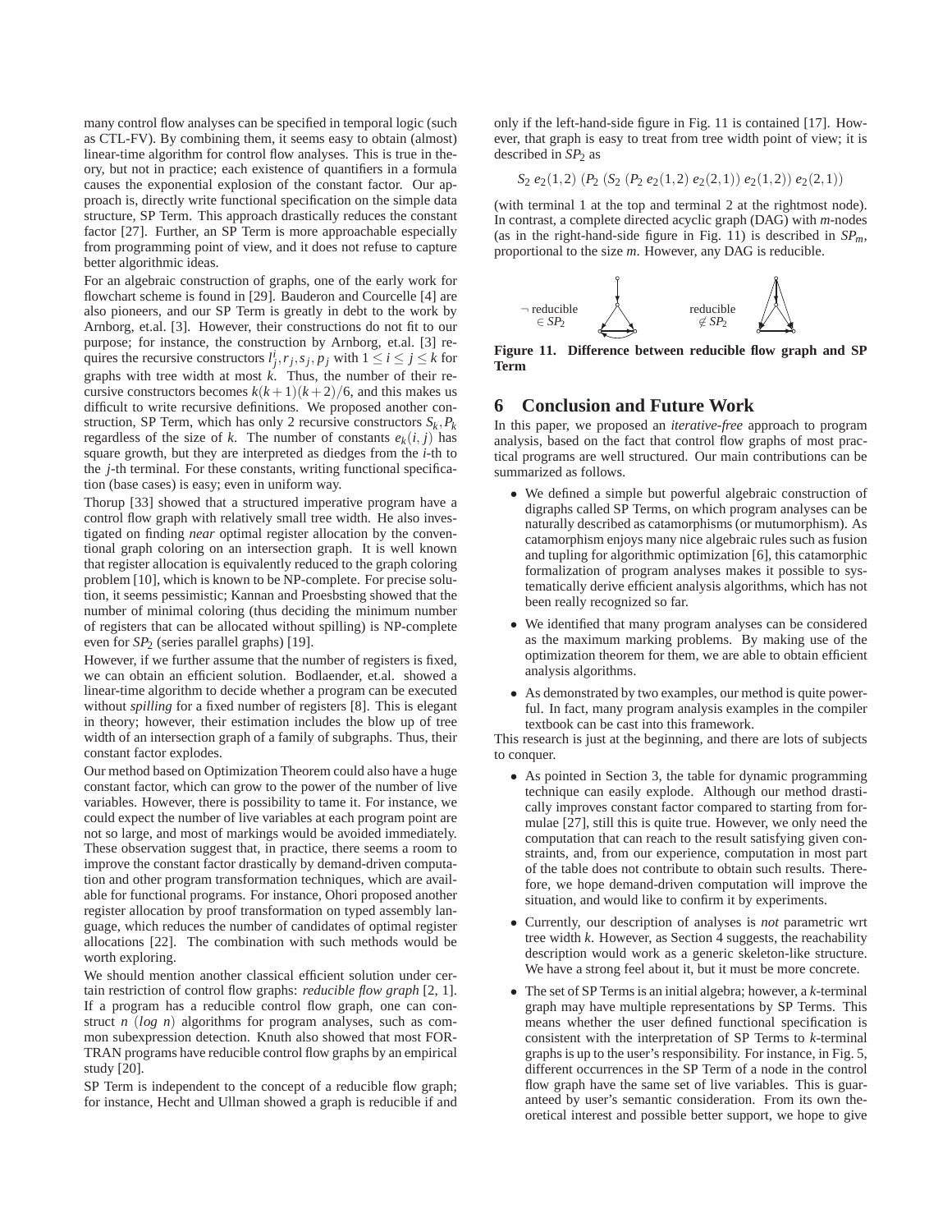many control flow analyses can be specified in temporal logic (such as CTL-FV). By combining them, it seems easy to obtain (almost) linear-time algorithm for control flow analyses. This is true in theory, but not in practice; each existence of quantifiers in a formula causes the exponential explosion of the constant factor. Our approach is, directly write functional specification on the simple data structure, SP Term. This approach drastically reduces the constant factor [27]. Further, an SP Term is more approachable especially from programming point of view, and it does not refuse to capture better algorithmic ideas.

For an algebraic construction of graphs, one of the early work for flowchart scheme is found in [29]. Bauderon and Courcelle [4] are also pioneers, and our SP Term is greatly in debt to the work by Arnborg, et.al. [3]. However, their constructions do not fit to our purpose; for instance, the construction by Arnborg, et.al. [3] requires the recursive constructors $l^i_j, r_j, s_j, p_j$ with $1 \leq i \leq j \leq k$ for graphs with tree width at most $k$. Thus, the number of their recursive constructors becomes $k(k+1)(k+2)/6$, and this makes us difficult to write recursive definitions. We proposed another construction, SP Term, which has only 2 recursive constructors $S_k, P_k$ regardless of the size of $k$. The number of constants $e_k(i, j)$ has square growth, but they are interpreted as diedges from the $i$-th to the $j$-th terminal. For these constants, writing functional specification (base cases) is easy; even in uniform way.

Thorup [33] showed that a structured imperative program have a control flow graph with relatively small tree width. He also investigated on finding *near* optimal register allocation by the conventional graph coloring on an intersection graph. It is well known that register allocation is equivalently reduced to the graph coloring problem [10], which is known to be NP-complete. For precise solution, it seems pessimistic; Kannan and Proesbsting showed that the number of minimal coloring (thus deciding the minimum number of registers that can be allocated without spilling) is NP-complete even for $SP_2$ (series parallel graphs) [19].

However, if we further assume that the number of registers is fixed, we can obtain an efficient solution. Bodlaender, et.al. showed a linear-time algorithm to decide whether a program can be executed without *spilling* for a fixed number of registers [8]. This is elegant in theory; however, their estimation includes the blow up of tree width of an intersection graph of a family of subgraphs. Thus, their constant factor explodes.

Our method based on Optimization Theorem could also have a huge constant factor, which can grow to the power of the number of live variables. However, there is possibility to tame it. For instance, we could expect the number of live variables at each program point are not so large, and most of markings would be avoided immediately. These observation suggest that, in practice, there seems a room to improve the constant factor drastically by demand-driven computation and other program transformation techniques, which are available for functional programs. For instance, Ohori proposed another register allocation by proof transformation on typed assembly language, which reduces the number of candidates of optimal register allocations [22]. The combination with such methods would be worth exploring.

We should mention another classical efficient solution under certain restriction of control flow graphs: *reducible flow graph* [2, 1]. If a program has a reducible control flow graph, one can construct $n$ $(log\ n)$ algorithms for program analyses, such as common subexpression detection. Knuth also showed that most FORTRAN programs have reducible control flow graphs by an empirical study [20].

SP Term is independent to the concept of a reducible flow graph; for instance, Hecht and Ullman showed a graph is reducible if and only if the left-hand-side figure in Fig. 11 is contained [17]. However, that graph is easy to treat from tree width point of view; it is described in $SP_2$ as

$$S_2\ e_2(1,2)\ (P_2\ (S_2\ (P_2\ e_2(1,2)\ e_2(2,1))\ e_2(1,2))\ e_2(2,1))$$

(with terminal 1 at the top and terminal 2 at the rightmost node). In contrast, a complete directed acyclic graph (DAG) with $m$-nodes (as in the right-hand-side figure in Fig. 11) is described in $SP_m$, proportional to the size $m$. However, any DAG is reducible.

$\neg$ reducible $\in SP_2$ — reducible $\notin SP_2$

**Figure 11. Difference between reducible flow graph and SP Term**

## 6 Conclusion and Future Work

In this paper, we proposed an *iterative-free* approach to program analysis, based on the fact that control flow graphs of most practical programs are well structured. Our main contributions can be summarized as follows.

- We defined a simple but powerful algebraic construction of digraphs called SP Terms, on which program analyses can be naturally described as catamorphisms (or mutumorphism). As catamorphism enjoys many nice algebraic rules such as fusion and tupling for algorithmic optimization [6], this catamorphic formalization of program analyses makes it possible to systematically derive efficient analysis algorithms, which has not been really recognized so far.
- We identified that many program analyses can be considered as the maximum marking problems. By making use of the optimization theorem for them, we are able to obtain efficient analysis algorithms.
- As demonstrated by two examples, our method is quite powerful. In fact, many program analysis examples in the compiler textbook can be cast into this framework.

This research is just at the beginning, and there are lots of subjects to conquer.

- As pointed in Section 3, the table for dynamic programming technique can easily explode. Although our method drastically improves constant factor compared to starting from formulae [27], still this is quite true. However, we only need the computation that can reach to the result satisfying given constraints, and, from our experience, computation in most part of the table does not contribute to obtain such results. Therefore, we hope demand-driven computation will improve the situation, and would like to confirm it by experiments.
- Currently, our description of analyses is *not* parametric wrt tree width $k$. However, as Section 4 suggests, the reachability description would work as a generic skeleton-like structure. We have a strong feel about it, but it must be more concrete.
- The set of SP Terms is an initial algebra; however, a $k$-terminal graph may have multiple representations by SP Terms. This means whether the user defined functional specification is consistent with the interpretation of SP Terms to $k$-terminal graphs is up to the user's responsibility. For instance, in Fig. 5, different occurrences in the SP Term of a node in the control flow graph have the same set of live variables. This is guaranteed by user's semantic consideration. From its own theoretical interest and possible better support, we hope to give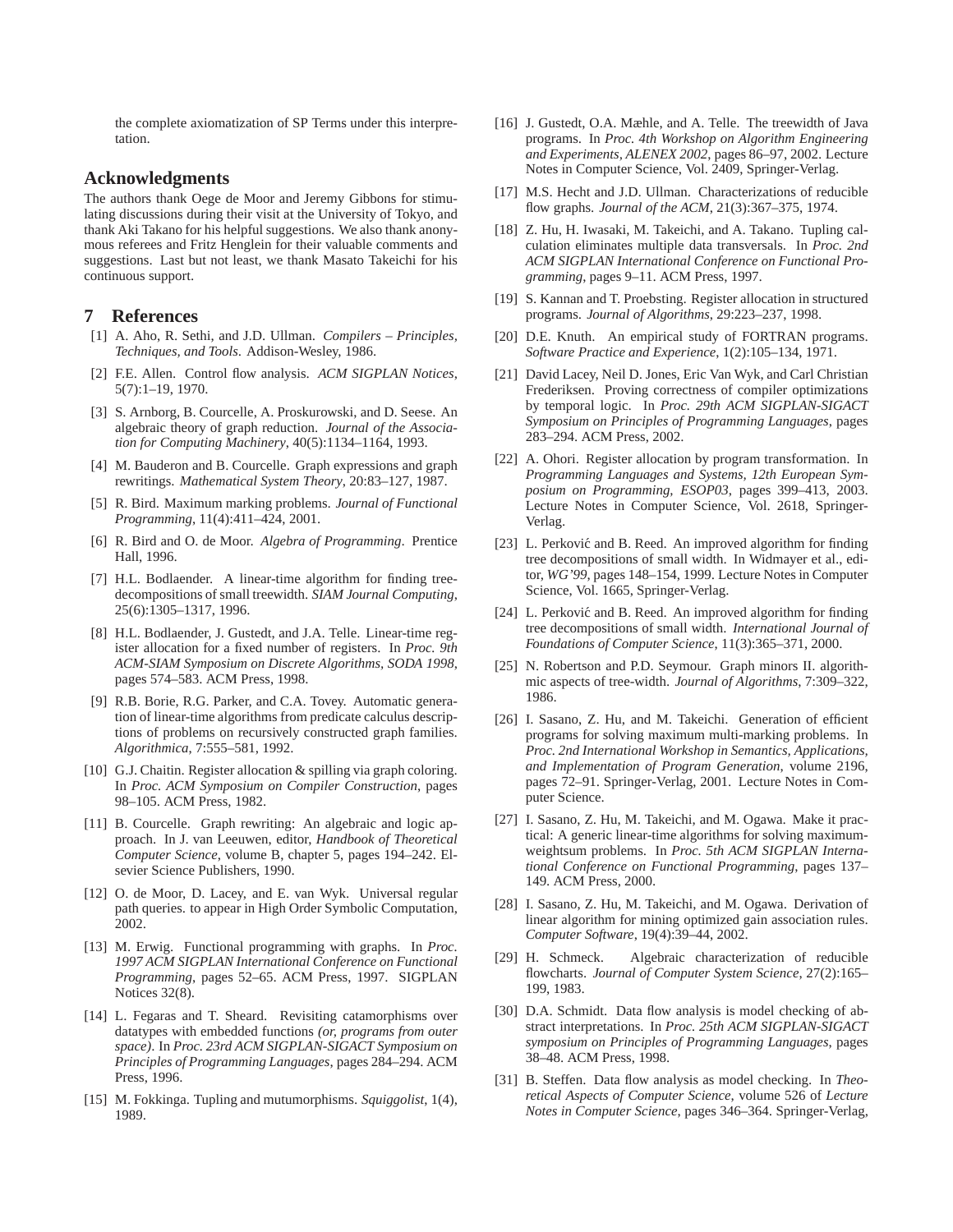the complete axiomatization of SP Terms under this interpretation.

## Acknowledgments

The authors thank Oege de Moor and Jeremy Gibbons for stimulating discussions during their visit at the University of Tokyo, and thank Aki Takano for his helpful suggestions. We also thank anonymous referees and Fritz Henglein for their valuable comments and suggestions. Last but not least, we thank Masato Takeichi for his continuous support.

## 7 References

[1] A. Aho, R. Sethi, and J.D. Ullman. *Compilers – Principles, Techniques, and Tools*. Addison-Wesley, 1986.

[2] F.E. Allen. Control flow analysis. *ACM SIGPLAN Notices*, 5(7):1–19, 1970.

[3] S. Arnborg, B. Courcelle, A. Proskurowski, and D. Seese. An algebraic theory of graph reduction. *Journal of the Association for Computing Machinery*, 40(5):1134–1164, 1993.

[4] M. Bauderon and B. Courcelle. Graph expressions and graph rewritings. *Mathematical System Theory*, 20:83–127, 1987.

[5] R. Bird. Maximum marking problems. *Journal of Functional Programming*, 11(4):411–424, 2001.

[6] R. Bird and O. de Moor. *Algebra of Programming*. Prentice Hall, 1996.

[7] H.L. Bodlaender. A linear-time algorithm for finding tree-decompositions of small treewidth. *SIAM Journal Computing*, 25(6):1305–1317, 1996.

[8] H.L. Bodlaender, J. Gustedt, and J.A. Telle. Linear-time register allocation for a fixed number of registers. In *Proc. 9th ACM-SIAM Symposium on Discrete Algorithms, SODA 1998*, pages 574–583. ACM Press, 1998.

[9] R.B. Borie, R.G. Parker, and C.A. Tovey. Automatic generation of linear-time algorithms from predicate calculus descriptions of problems on recursively constructed graph families. *Algorithmica*, 7:555–581, 1992.

[10] G.J. Chaitin. Register allocation & spilling via graph coloring. In *Proc. ACM Symposium on Compiler Construction*, pages 98–105. ACM Press, 1982.

[11] B. Courcelle. Graph rewriting: An algebraic and logic approach. In J. van Leeuwen, editor, *Handbook of Theoretical Computer Science*, volume B, chapter 5, pages 194–242. Elsevier Science Publishers, 1990.

[12] O. de Moor, D. Lacey, and E. van Wyk. Universal regular path queries. to appear in High Order Symbolic Computation, 2002.

[13] M. Erwig. Functional programming with graphs. In *Proc. 1997 ACM SIGPLAN International Conference on Functional Programming*, pages 52–65. ACM Press, 1997. SIGPLAN Notices 32(8).

[14] L. Fegaras and T. Sheard. Revisiting catamorphisms over datatypes with embedded functions *(or, programs from outer space)*. In *Proc. 23rd ACM SIGPLAN-SIGACT Symposium on Principles of Programming Languages*, pages 284–294. ACM Press, 1996.

[15] M. Fokkinga. Tupling and mutumorphisms. *Squiggolist*, 1(4), 1989.

[16] J. Gustedt, O.A. Mæhle, and A. Telle. The treewidth of Java programs. In *Proc. 4th Workshop on Algorithm Engineering and Experiments, ALENEX 2002*, pages 86–97, 2002. Lecture Notes in Computer Science, Vol. 2409, Springer-Verlag.

[17] M.S. Hecht and J.D. Ullman. Characterizations of reducible flow graphs. *Journal of the ACM*, 21(3):367–375, 1974.

[18] Z. Hu, H. Iwasaki, M. Takeichi, and A. Takano. Tupling calculation eliminates multiple data transversals. In *Proc. 2nd ACM SIGPLAN International Conference on Functional Programming*, pages 9–11. ACM Press, 1997.

[19] S. Kannan and T. Proebsting. Register allocation in structured programs. *Journal of Algorithms*, 29:223–237, 1998.

[20] D.E. Knuth. An empirical study of FORTRAN programs. *Software Practice and Experience*, 1(2):105–134, 1971.

[21] David Lacey, Neil D. Jones, Eric Van Wyk, and Carl Christian Frederiksen. Proving correctness of compiler optimizations by temporal logic. In *Proc. 29th ACM SIGPLAN-SIGACT Symposium on Principles of Programming Languages*, pages 283–294. ACM Press, 2002.

[22] A. Ohori. Register allocation by program transformation. In *Programming Languages and Systems, 12th European Symposium on Programming, ESOP03*, pages 399–413, 2003. Lecture Notes in Computer Science, Vol. 2618, Springer-Verlag.

[23] L. Perković and B. Reed. An improved algorithm for finding tree decompositions of small width. In Widmayer et al., editor, *WG'99*, pages 148–154, 1999. Lecture Notes in Computer Science, Vol. 1665, Springer-Verlag.

[24] L. Perković and B. Reed. An improved algorithm for finding tree decompositions of small width. *International Journal of Foundations of Computer Science*, 11(3):365–371, 2000.

[25] N. Robertson and P.D. Seymour. Graph minors II. algorithmic aspects of tree-width. *Journal of Algorithms*, 7:309–322, 1986.

[26] I. Sasano, Z. Hu, and M. Takeichi. Generation of efficient programs for solving maximum multi-marking problems. In *Proc. 2nd International Workshop in Semantics, Applications, and Implementation of Program Generation*, volume 2196, pages 72–91. Springer-Verlag, 2001. Lecture Notes in Computer Science.

[27] I. Sasano, Z. Hu, M. Takeichi, and M. Ogawa. Make it practical: A generic linear-time algorithms for solving maximum-weightsum problems. In *Proc. 5th ACM SIGPLAN International Conference on Functional Programming*, pages 137–149. ACM Press, 2000.

[28] I. Sasano, Z. Hu, M. Takeichi, and M. Ogawa. Derivation of linear algorithm for mining optimized gain association rules. *Computer Software*, 19(4):39–44, 2002.

[29] H. Schmeck. Algebraic characterization of reducible flowcharts. *Journal of Computer System Science*, 27(2):165–199, 1983.

[30] D.A. Schmidt. Data flow analysis is model checking of abstract interpretations. In *Proc. 25th ACM SIGPLAN-SIGACT symposium on Principles of Programming Languages*, pages 38–48. ACM Press, 1998.

[31] B. Steffen. Data flow analysis as model checking. In *Theoretical Aspects of Computer Science*, volume 526 of *Lecture Notes in Computer Science*, pages 346–364. Springer-Verlag,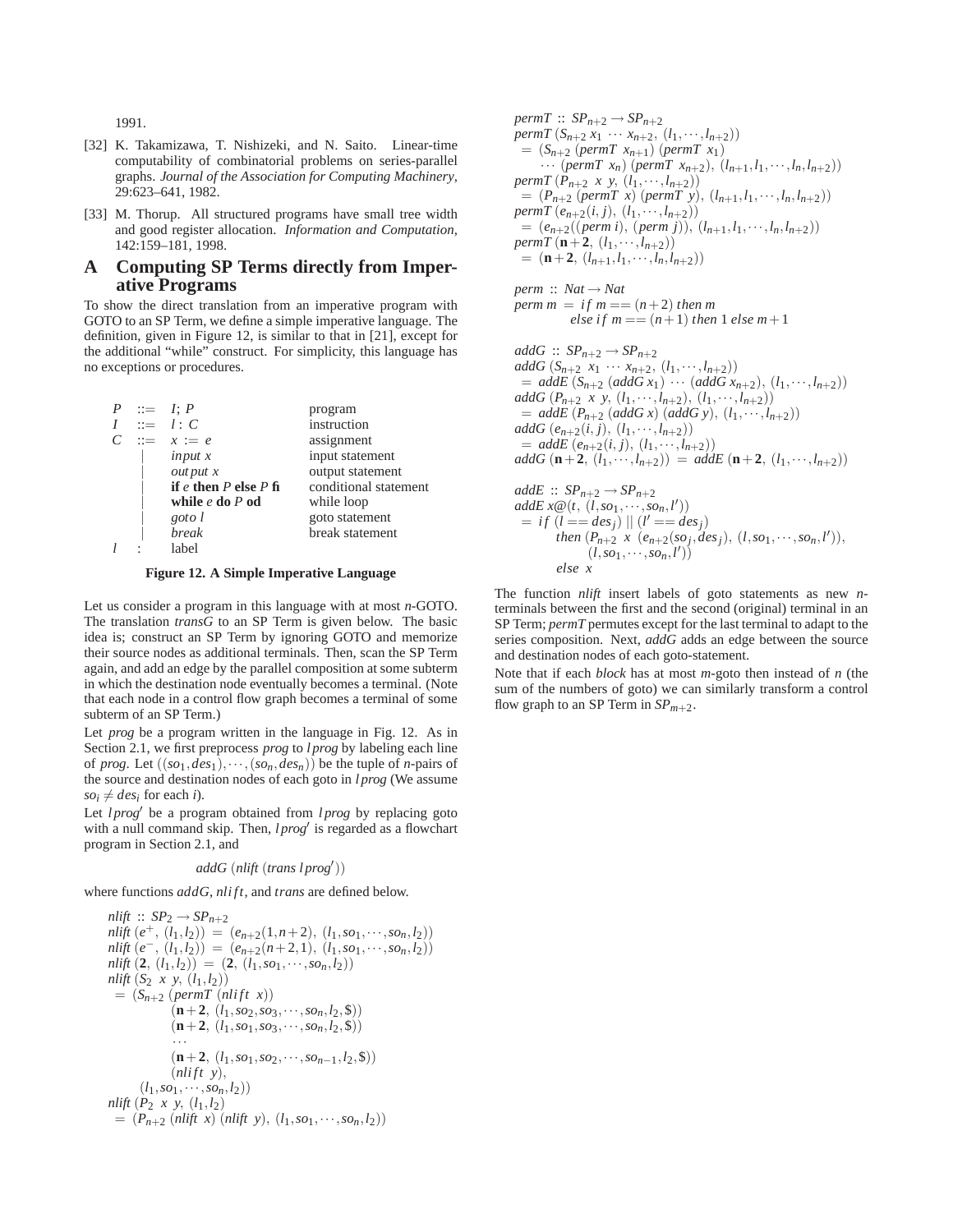1991.

[32] K. Takamizawa, T. Nishizeki, and N. Saito. Linear-time computability of combinatorial problems on series-parallel graphs. *Journal of the Association for Computing Machinery*, 29:623–641, 1982.

[33] M. Thorup. All structured programs have small tree width and good register allocation. *Information and Computation*, 142:159–181, 1998.

# A Computing SP Terms directly from Imperative Programs

To show the direct translation from an imperative program with GOTO to an SP Term, we define a simple imperative language. The definition, given in Figure 12, is similar to that in [21], except for the additional "while" construct. For simplicity, this language has no exceptions or procedures.

| | | | |
|---|---|---|---|
| $P$ | $::=$ | $I;\ P$ | program |
| $I$ | $::=$ | $l : C$ | instruction |
| $C$ | $::=$ | $x := e$ | assignment |
| | \| | *input* $x$ | input statement |
| | \| | *output* $x$ | output statement |
| | \| | **if** $e$ **then** $P$ **else** $P$ **fi** | conditional statement |
| | \| | **while** $e$ **do** $P$ **od** | while loop |
| | \| | *goto* $l$ | goto statement |
| | \| | *break* | break statement |
| $l$ | : | label | |

**Figure 12. A Simple Imperative Language**

Let us consider a program in this language with at most $n$-GOTO. The translation *transG* to an SP Term is given below. The basic idea is; construct an SP Term by ignoring GOTO and memorize their source nodes as additional terminals. Then, scan the SP Term again, and add an edge by the parallel composition at some subterm in which the destination node eventually becomes a terminal. (Note that each node in a control flow graph becomes a terminal of some subterm of an SP Term.)

Let *prog* be a program written in the language in Fig. 12. As in Section 2.1, we first preprocess *prog* to *lprog* by labeling each line of *prog*. Let $((so_1, des_1), \cdots, (so_n, des_n))$ be the tuple of $n$-pairs of the source and destination nodes of each goto in *lprog* (We assume $so_i \neq des_i$ for each $i$).

Let $lprog'$ be a program obtained from *lprog* by replacing goto with a null command skip. Then, $lprog'$ is regarded as a flowchart program in Section 2.1, and

$$addG\ (nlift\ (trans\ lprog'))$$

where functions *addG*, *nlift*, and *trans* are defined below.

$$
\begin{array}{l}
nlift\ ::\ SP_2 \rightarrow SP_{n+2} \\
nlift\ (e^+,\ (l_1,l_2))\ =\ (e_{n+2}(1,n+2),\ (l_1,so_1,\cdots,so_n,l_2)) \\
nlift\ (e^-,\ (l_1,l_2))\ =\ (e_{n+2}(n+2,1),\ (l_1,so_1,\cdots,so_n,l_2)) \\
nlift\ (\mathbf{2},\ (l_1,l_2))\ =\ (\mathbf{2},\ (l_1,so_1,\cdots,so_n,l_2)) \\
nlift\ (S_2\ \ x\ \ y,\ (l_1,l_2)) \\
\ =\ (S_{n+2}\ (permT\ (nlift\ \ x)) \\
\qquad\qquad (\mathbf{n+2},\ (l_1,so_2,so_3,\cdots,so_n,l_2,\$)) \\
\qquad\qquad (\mathbf{n+2},\ (l_1,so_1,so_3,\cdots,so_n,l_2,\$)) \\
\qquad\qquad \cdots \\
\qquad\qquad (\mathbf{n+2},\ (l_1,so_1,so_2,\cdots,so_{n-1},l_2,\$)) \\
\qquad\qquad (nlift\ \ y), \\
\qquad (l_1,so_1,\cdots,so_n,l_2)) \\
nlift\ (P_2\ \ x\ \ y,\ (l_1,l_2) \\
\ =\ (P_{n+2}\ (nlift\ \ x)\ (nlift\ \ y),\ (l_1,so_1,\cdots,so_n,l_2))
\end{array}
$$

$$
\begin{array}{l}
permT\ ::\ SP_{n+2} \rightarrow SP_{n+2} \\
permT\ (S_{n+2}\ x_1\ \cdots\ x_{n+2},\ (l_1,\cdots,l_{n+2})) \\
\ =\ (S_{n+2}\ (permT\ \ x_{n+1})\ (permT\ \ x_1) \\
\qquad \cdots\ (permT\ \ x_n)\ (permT\ \ x_{n+2}),\ (l_{n+1},l_1,\cdots,l_n,l_{n+2})) \\
permT\ (P_{n+2}\ \ x\ \ y,\ (l_1,\cdots,l_{n+2})) \\
\ =\ (P_{n+2}\ (permT\ \ x)\ (permT\ \ y),\ (l_{n+1},l_1,\cdots,l_n,l_{n+2})) \\
permT\ (e_{n+2}(i,j),\ (l_1,\cdots,l_{n+2})) \\
\ =\ (e_{n+2}((perm\ i),\ (perm\ j)),\ (l_{n+1},l_1,\cdots,l_n,l_{n+2})) \\
permT\ (\mathbf{n+2},\ (l_1,\cdots,l_{n+2})) \\
\ =\ (\mathbf{n+2},\ (l_{n+1},l_1,\cdots,l_n,l_{n+2}))
\end{array}
$$

$$
\begin{array}{l}
perm\ ::\ Nat \rightarrow Nat \\
perm\ m\ =\ if\ m == (n+2)\ then\ m \\
\qquad\qquad else\ if\ m == (n+1)\ then\ 1\ else\ m+1
\end{array}
$$

$$
\begin{array}{l}
addG\ ::\ SP_{n+2} \rightarrow SP_{n+2} \\
addG\ (S_{n+2}\ \ x_1\ \cdots\ x_{n+2},\ (l_1,\cdots,l_{n+2})) \\
\ =\ addE\ (S_{n+2}\ (addG\ x_1)\ \cdots\ (addG\ x_{n+2}),\ (l_1,\cdots,l_{n+2})) \\
addG\ (P_{n+2}\ \ x\ \ y,\ (l_1,\cdots,l_{n+2}),\ (l_1,\cdots,l_{n+2})) \\
\ =\ addE\ (P_{n+2}\ (addG\ x)\ (addG\ y),\ (l_1,\cdots,l_{n+2})) \\
addG\ (e_{n+2}(i,j),\ (l_1,\cdots,l_{n+2})) \\
\ =\ addE\ (e_{n+2}(i,j),\ (l_1,\cdots,l_{n+2})) \\
addG\ (\mathbf{n+2},\ (l_1,\cdots,l_{n+2}))\ =\ addE\ (\mathbf{n+2},\ (l_1,\cdots,l_{n+2}))
\end{array}
$$

$$
\begin{array}{l}
addE\ ::\ SP_{n+2} \rightarrow SP_{n+2} \\
addE\ x@(t,\ (l,so_1,\cdots,so_n,l')) \\
\ =\ if\ (l == des_j)\ ||\ (l' == des_j) \\
\qquad then\ (P_{n+2}\ \ x\ \ (e_{n+2}(so_j,des_j),\ (l,so_1,\cdots,so_n,l')), \\
\qquad\qquad (l,so_1,\cdots,so_n,l')) \\
\qquad else\ \ x
\end{array}
$$

The function *nlift* insert labels of goto statements as new $n$-terminals between the first and the second (original) terminal in an SP Term; *permT* permutes except for the last terminal to adapt to the series composition. Next, *addG* adds an edge between the source and destination nodes of each goto-statement.

Note that if each *block* has at most $m$-goto then instead of $n$ (the sum of the numbers of goto) we can similarly transform a control flow graph to an SP Term in $SP_{m+2}$.